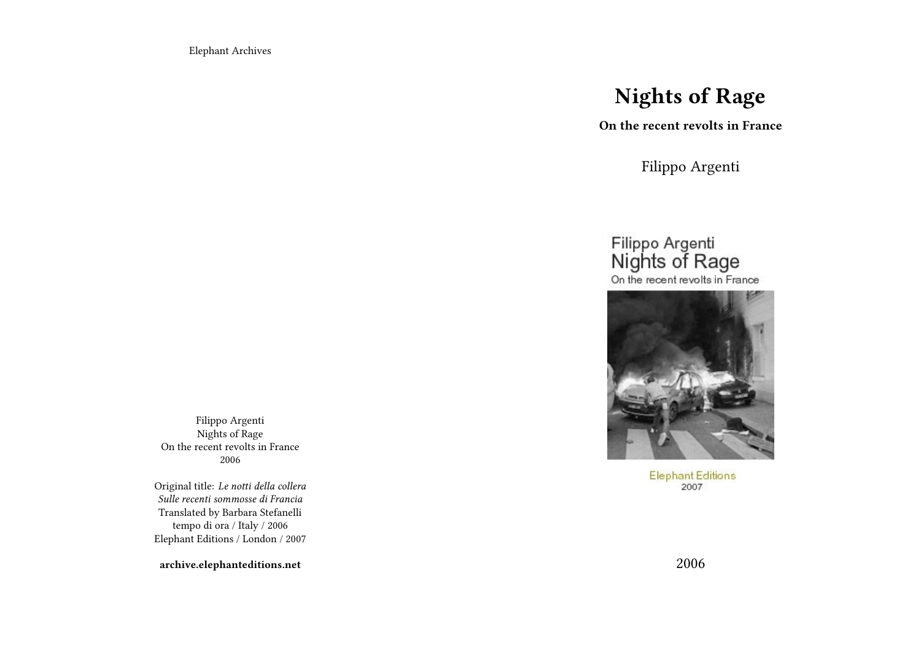Elephant Archives

# Nights of Rage

**On the recent revolts in France**

Filippo Argenti

Filippo Argenti
Nights of Rage
On the recent revolts in France

Elephant Editions
2007

2006

Filippo Argenti
Nights of Rage
On the recent revolts in France
2006

Original title: *Le notti della collera Sulle recenti sommosse di Francia*
Translated by Barbara Stefanelli
tempo di ora / Italy / 2006
Elephant Editions / London / 2007

**archive.elephanteditions.net**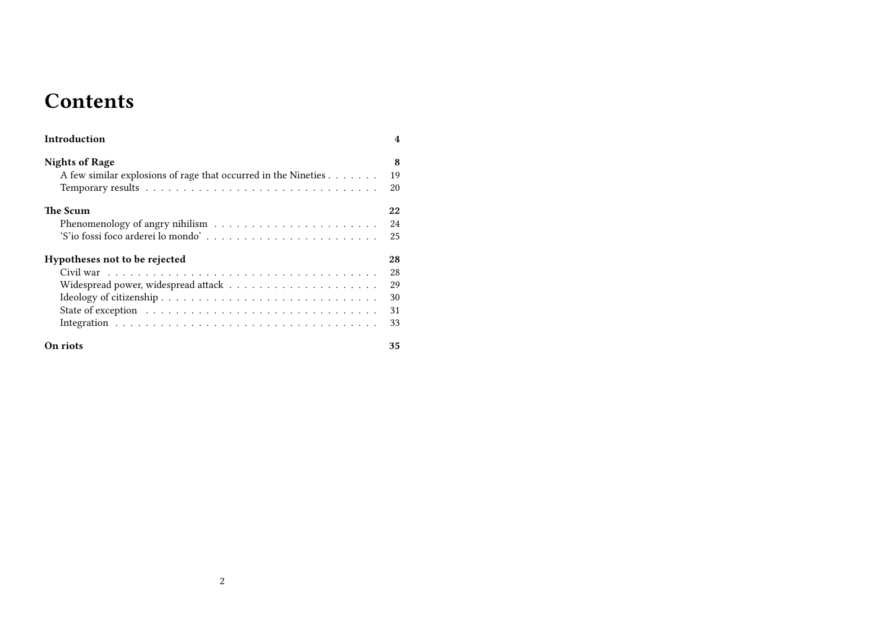# Contents

**Introduction** 4

**Nights of Rage** 8

- A few similar explosions of rage that occurred in the Nineties 19
- Temporary results 20

**The Scum** 22

- Phenomenology of angry nihilism 24
- 'S'io fossi foco arderei lo mondo' 25

**Hypotheses not to be rejected** 28

- Civil war 28
- Widespread power, widespread attack 29
- Ideology of citizenship 30
- State of exception 31
- Integration 33

**On riots** 35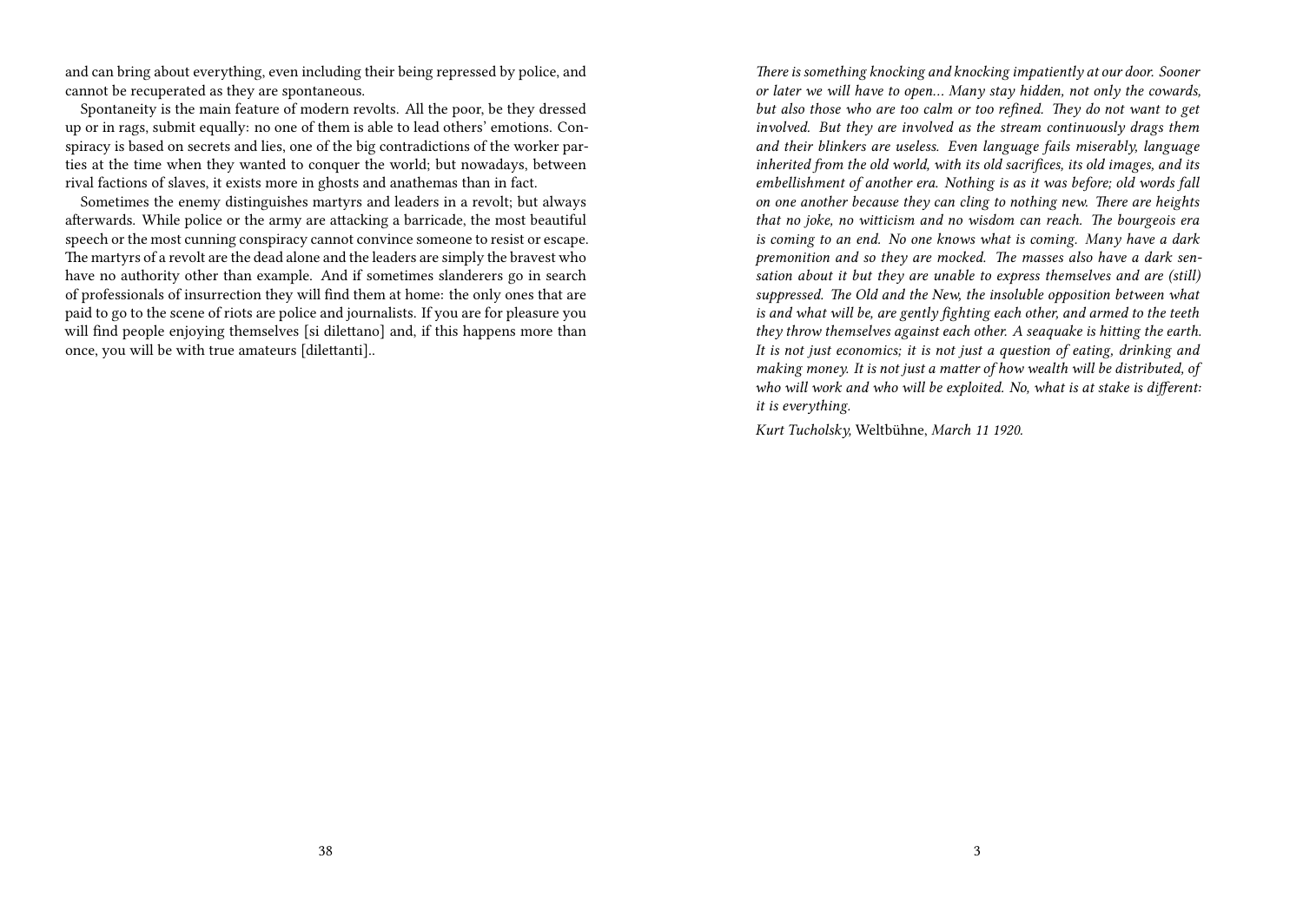and can bring about everything, even including their being repressed by police, and cannot be recuperated as they are spontaneous.

Spontaneity is the main feature of modern revolts. All the poor, be they dressed up or in rags, submit equally: no one of them is able to lead others' emotions. Conspiracy is based on secrets and lies, one of the big contradictions of the worker parties at the time when they wanted to conquer the world; but nowadays, between rival factions of slaves, it exists more in ghosts and anathemas than in fact.

Sometimes the enemy distinguishes martyrs and leaders in a revolt; but always afterwards. While police or the army are attacking a barricade, the most beautiful speech or the most cunning conspiracy cannot convince someone to resist or escape. The martyrs of a revolt are the dead alone and the leaders are simply the bravest who have no authority other than example. And if sometimes slanderers go in search of professionals of insurrection they will find them at home: the only ones that are paid to go to the scene of riots are police and journalists. If you are for pleasure you will find people enjoying themselves [si dilettano] and, if this happens more than once, you will be with true amateurs [dilettanti]..

*There is something knocking and knocking impatiently at our door. Sooner or later we will have to open... Many stay hidden, not only the cowards, but also those who are too calm or too refined. They do not want to get involved. But they are involved as the stream continuously drags them and their blinkers are useless. Even language fails miserably, language inherited from the old world, with its old sacrifices, its old images, and its embellishment of another era. Nothing is as it was before; old words fall on one another because they can cling to nothing new. There are heights that no joke, no witticism and no wisdom can reach. The bourgeois era is coming to an end. No one knows what is coming. Many have a dark premonition and so they are mocked. The masses also have a dark sensation about it but they are unable to express themselves and are (still) suppressed. The Old and the New, the insoluble opposition between what is and what will be, are gently fighting each other, and armed to the teeth they throw themselves against each other. A seaquake is hitting the earth. It is not just economics; it is not just a question of eating, drinking and making money. It is not just a matter of how wealth will be distributed, of who will work and who will be exploited. No, what is at stake is different: it is everything.*

*Kurt Tucholsky,* Weltbühne, *March 11 1920.*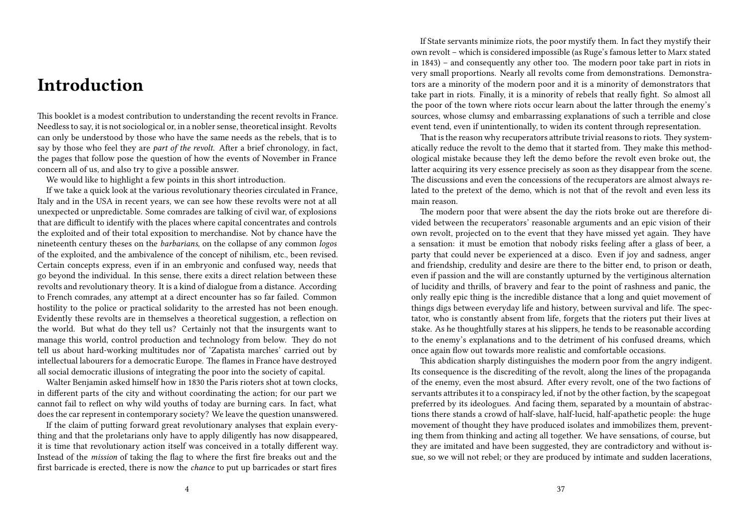# Introduction

This booklet is a modest contribution to understanding the recent revolts in France. Needless to say, it is not sociological or, in a nobler sense, theoretical insight. Revolts can only be understood by those who have the same needs as the rebels, that is to say by those who feel they are *part of the revolt.* After a brief chronology, in fact, the pages that follow pose the question of how the events of November in France concern all of us, and also try to give a possible answer.

We would like to highlight a few points in this short introduction.

If we take a quick look at the various revolutionary theories circulated in France, Italy and in the USA in recent years, we can see how these revolts were not at all unexpected or unpredictable. Some comrades are talking of civil war, of explosions that are difficult to identify with the places where capital concentrates and controls the exploited and of their total exposition to merchandise. Not by chance have the nineteenth century theses on the *barbarians*, on the collapse of any common *logos* of the exploited, and the ambivalence of the concept of nihilism, etc., been revised. Certain concepts express, even if in an embryonic and confused way, needs that go beyond the individual. In this sense, there exits a direct relation between these revolts and revolutionary theory. It is a kind of dialogue from a distance. According to French comrades, any attempt at a direct encounter has so far failed. Common hostility to the police or practical solidarity to the arrested has not been enough. Evidently these revolts are in themselves a theoretical suggestion, a reflection on the world. But what do they tell us? Certainly not that the insurgents want to manage this world, control production and technology from below. They do not tell us about hard-working multitudes nor of 'Zapatista marches' carried out by intellectual labourers for a democratic Europe. The flames in France have destroyed all social democratic illusions of integrating the poor into the society of capital.

Walter Benjamin asked himself how in 1830 the Paris rioters shot at town clocks, in different parts of the city and without coordinating the action; for our part we cannot fail to reflect on why wild youths of today are burning cars. In fact, what does the car represent in contemporary society? We leave the question unanswered.

If the claim of putting forward great revolutionary analyses that explain everything and that the proletarians only have to apply diligently has now disappeared, it is time that revolutionary action itself was conceived in a totally different way. Instead of the *mission* of taking the flag to where the first fire breaks out and the first barricade is erected, there is now the *chance* to put up barricades or start fires

If State servants minimize riots, the poor mystify them. In fact they mystify their own revolt – which is considered impossible (as Ruge's famous letter to Marx stated in 1843) – and consequently any other too. The modern poor take part in riots in very small proportions. Nearly all revolts come from demonstrations. Demonstrators are a minority of the modern poor and it is a minority of demonstrators that take part in riots. Finally, it is a minority of rebels that really fight. So almost all the poor of the town where riots occur learn about the latter through the enemy's sources, whose clumsy and embarrassing explanations of such a terrible and close event tend, even if unintentionally, to widen its content through representation.

That is the reason why recuperators attribute trivial reasons to riots. They systematically reduce the revolt to the demo that it started from. They make this methodological mistake because they left the demo before the revolt even broke out, the latter acquiring its very essence precisely as soon as they disappear from the scene. The discussions and even the concessions of the recuperators are almost always related to the pretext of the demo, which is not that of the revolt and even less its main reason.

The modern poor that were absent the day the riots broke out are therefore divided between the recuperators' reasonable arguments and an epic vision of their own revolt, projected on to the event that they have missed yet again. They have a sensation: it must be emotion that nobody risks feeling after a glass of beer, a party that could never be experienced at a disco. Even if joy and sadness, anger and friendship, credulity and desire are there to the bitter end, to prison or death, even if passion and the will are constantly upturned by the vertiginous alternation of lucidity and thrills, of bravery and fear to the point of rashness and panic, the only really epic thing is the incredible distance that a long and quiet movement of things digs between everyday life and history, between survival and life. The spectator, who is constantly absent from life, forgets that the rioters put their lives at stake. As he thoughtfully stares at his slippers, he tends to be reasonable according to the enemy's explanations and to the detriment of his confused dreams, which once again flow out towards more realistic and comfortable occasions.

This abdication sharply distinguishes the modern poor from the angry indigent. Its consequence is the discrediting of the revolt, along the lines of the propaganda of the enemy, even the most absurd. After every revolt, one of the two factions of servants attributes it to a conspiracy led, if not by the other faction, by the scapegoat preferred by its ideologues. And facing them, separated by a mountain of abstractions there stands a crowd of half-slave, half-lucid, half-apathetic people: the huge movement of thought they have produced isolates and immobilizes them, preventing them from thinking and acting all together. We have sensations, of course, but they are imitated and have been suggested, they are contradictory and without issue, so we will not rebel; or they are produced by intimate and sudden lacerations,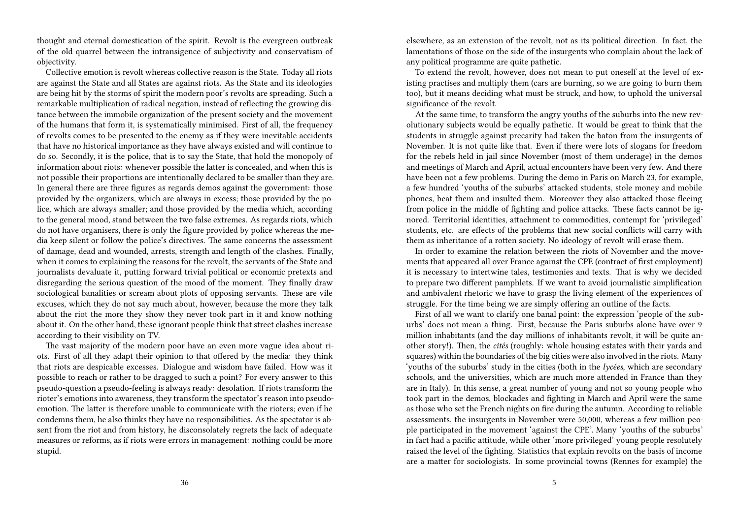thought and eternal domestication of the spirit. Revolt is the evergreen outbreak of the old quarrel between the intransigence of subjectivity and conservatism of objectivity.

Collective emotion is revolt whereas collective reason is the State. Today all riots are against the State and all States are against riots. As the State and its ideologies are being hit by the storms of spirit the modern poor's revolts are spreading. Such a remarkable multiplication of radical negation, instead of reflecting the growing distance between the immobile organization of the present society and the movement of the humans that form it, is systematically minimised. First of all, the frequency of revolts comes to be presented to the enemy as if they were inevitable accidents that have no historical importance as they have always existed and will continue to do so. Secondly, it is the police, that is to say the State, that hold the monopoly of information about riots: whenever possible the latter is concealed, and when this is not possible their proportions are intentionally declared to be smaller than they are. In general there are three figures as regards demos against the government: those provided by the organizers, which are always in excess; those provided by the police, which are always smaller; and those provided by the media which, according to the general mood, stand between the two false extremes. As regards riots, which do not have organisers, there is only the figure provided by police whereas the media keep silent or follow the police's directives. The same concerns the assessment of damage, dead and wounded, arrests, strength and length of the clashes. Finally, when it comes to explaining the reasons for the revolt, the servants of the State and journalists devaluate it, putting forward trivial political or economic pretexts and disregarding the serious question of the mood of the moment. They finally draw sociological banalities or scream about plots of opposing servants. These are vile excuses, which they do not say much about, however, because the more they talk about the riot the more they show they never took part in it and know nothing about it. On the other hand, these ignorant people think that street clashes increase according to their visibility on TV.

The vast majority of the modern poor have an even more vague idea about riots. First of all they adapt their opinion to that offered by the media: they think that riots are despicable excesses. Dialogue and wisdom have failed. How was it possible to reach or rather to be dragged to such a point? For every answer to this pseudo-question a pseudo-feeling is always ready: desolation. If riots transform the rioter's emotions into awareness, they transform the spectator's reason into pseudo-emotion. The latter is therefore unable to communicate with the rioters; even if he condemns them, he also thinks they have no responsibilities. As the spectator is absent from the riot and from history, he disconsolately regrets the lack of adequate measures or reforms, as if riots were errors in management: nothing could be more stupid.

elsewhere, as an extension of the revolt, not as its political direction. In fact, the lamentations of those on the side of the insurgents who complain about the lack of any political programme are quite pathetic.

To extend the revolt, however, does not mean to put oneself at the level of existing practises and multiply them (cars are burning, so we are going to burn them too), but it means deciding what must be struck, and how, to uphold the universal significance of the revolt.

At the same time, to transform the angry youths of the suburbs into the new revolutionary subjects would be equally pathetic. It would be great to think that the students in struggle against precarity had taken the baton from the insurgents of November. It is not quite like that. Even if there were lots of slogans for freedom for the rebels held in jail since November (most of them underage) in the demos and meetings of March and April, actual encounters have been very few. And there have been not a few problems. During the demo in Paris on March 23, for example, a few hundred 'youths of the suburbs' attacked students, stole money and mobile phones, beat them and insulted them. Moreover they also attacked those fleeing from police in the middle of fighting and police attacks. These facts cannot be ignored. Territorial identities, attachment to commodities, contempt for 'privileged' students, etc. are effects of the problems that new social conflicts will carry with them as inheritance of a rotten society. No ideology of revolt will erase them.

In order to examine the relation between the riots of November and the movements that appeared all over France against the CPE (contract of first employment) it is necessary to intertwine tales, testimonies and texts. That is why we decided to prepare two different pamphlets. If we want to avoid journalistic simplification and ambivalent rhetoric we have to grasp the living element of the experiences of struggle. For the time being we are simply offering an outline of the facts.

First of all we want to clarify one banal point: the expression 'people of the suburbs' does not mean a thing. First, because the Paris suburbs alone have over 9 million inhabitants (and the day millions of inhabitants revolt, it will be quite another story!). Then, the *cités* (roughly: whole housing estates with their yards and squares) within the boundaries of the big cities were also involved in the riots. Many 'youths of the suburbs' study in the cities (both in the *lycées*, which are secondary schools, and the universities, which are much more attended in France than they are in Italy). In this sense, a great number of young and not so young people who took part in the demos, blockades and fighting in March and April were the same as those who set the French nights on fire during the autumn. According to reliable assessments, the insurgents in November were 50,000, whereas a few million people participated in the movement 'against the CPE'. Many 'youths of the suburbs' in fact had a pacific attitude, while other 'more privileged' young people resolutely raised the level of the fighting. Statistics that explain revolts on the basis of income are a matter for sociologists. In some provincial towns (Rennes for example) the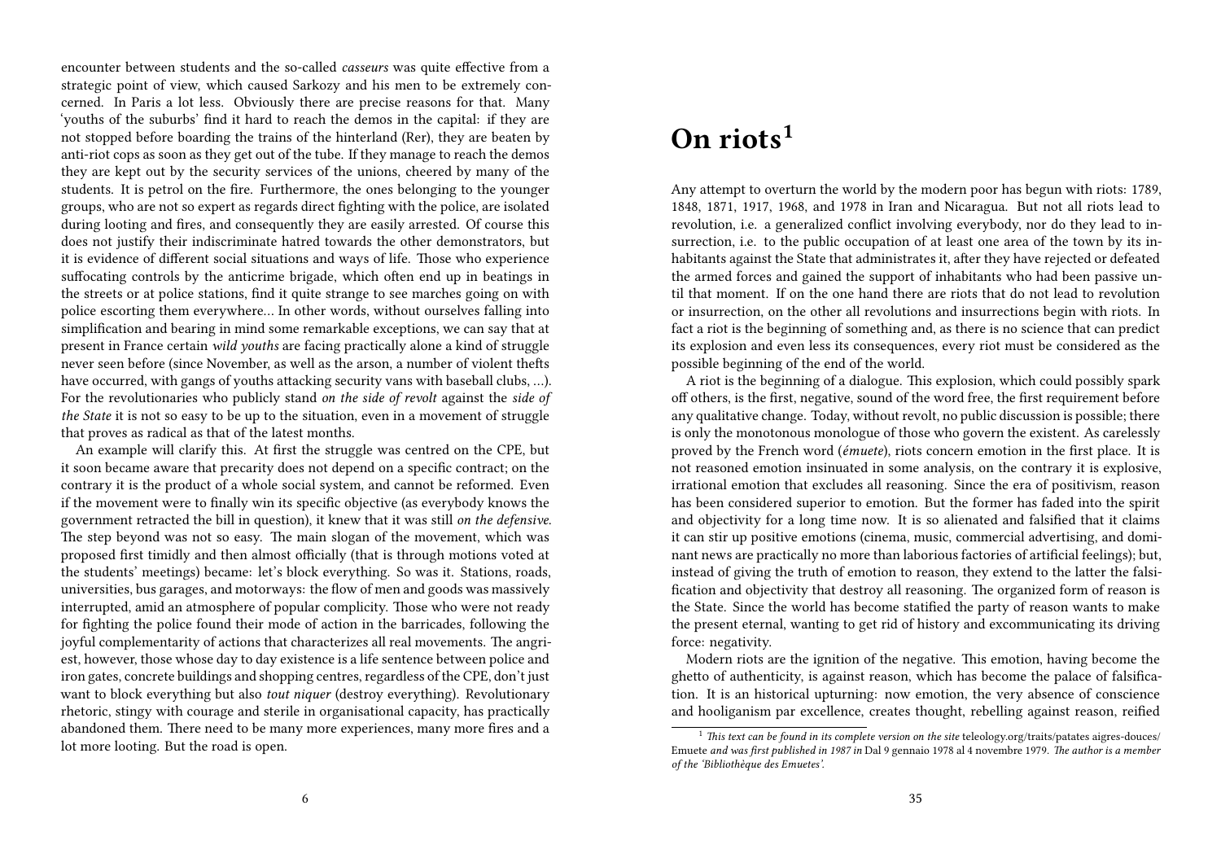encounter between students and the so-called *casseurs* was quite effective from a strategic point of view, which caused Sarkozy and his men to be extremely concerned. In Paris a lot less. Obviously there are precise reasons for that. Many 'youths of the suburbs' find it hard to reach the demos in the capital: if they are not stopped before boarding the trains of the hinterland (Rer), they are beaten by anti-riot cops as soon as they get out of the tube. If they manage to reach the demos they are kept out by the security services of the unions, cheered by many of the students. It is petrol on the fire. Furthermore, the ones belonging to the younger groups, who are not so expert as regards direct fighting with the police, are isolated during looting and fires, and consequently they are easily arrested. Of course this does not justify their indiscriminate hatred towards the other demonstrators, but it is evidence of different social situations and ways of life. Those who experience suffocating controls by the anticrime brigade, which often end up in beatings in the streets or at police stations, find it quite strange to see marches going on with police escorting them everywhere… In other words, without ourselves falling into simplification and bearing in mind some remarkable exceptions, we can say that at present in France certain *wild youths* are facing practically alone a kind of struggle never seen before (since November, as well as the arson, a number of violent thefts have occurred, with gangs of youths attacking security vans with baseball clubs, …). For the revolutionaries who publicly stand *on the side of revolt* against the *side of the State* it is not so easy to be up to the situation, even in a movement of struggle that proves as radical as that of the latest months.

An example will clarify this. At first the struggle was centred on the CPE, but it soon became aware that precarity does not depend on a specific contract; on the contrary it is the product of a whole social system, and cannot be reformed. Even if the movement were to finally win its specific objective (as everybody knows the government retracted the bill in question), it knew that it was still *on the defensive*. The step beyond was not so easy. The main slogan of the movement, which was proposed first timidly and then almost officially (that is through motions voted at the students' meetings) became: let's block everything. So was it. Stations, roads, universities, bus garages, and motorways: the flow of men and goods was massively interrupted, amid an atmosphere of popular complicity. Those who were not ready for fighting the police found their mode of action in the barricades, following the joyful complementarity of actions that characterizes all real movements. The angriest, however, those whose day to day existence is a life sentence between police and iron gates, concrete buildings and shopping centres, regardless of the CPE, don't just want to block everything but also *tout niquer* (destroy everything). Revolutionary rhetoric, stingy with courage and sterile in organisational capacity, has practically abandoned them. There need to be many more experiences, many more fires and a lot more looting. But the road is open.

# On riots[1]

Any attempt to overturn the world by the modern poor has begun with riots: 1789, 1848, 1871, 1917, 1968, and 1978 in Iran and Nicaragua. But not all riots lead to revolution, i.e. a generalized conflict involving everybody, nor do they lead to insurrection, i.e. to the public occupation of at least one area of the town by its inhabitants against the State that administrates it, after they have rejected or defeated the armed forces and gained the support of inhabitants who had been passive until that moment. If on the one hand there are riots that do not lead to revolution or insurrection, on the other all revolutions and insurrections begin with riots. In fact a riot is the beginning of something and, as there is no science that can predict its explosion and even less its consequences, every riot must be considered as the possible beginning of the end of the world.

A riot is the beginning of a dialogue. This explosion, which could possibly spark off others, is the first, negative, sound of the word free, the first requirement before any qualitative change. Today, without revolt, no public discussion is possible; there is only the monotonous monologue of those who govern the existent. As carelessly proved by the French word (*émuete*), riots concern emotion in the first place. It is not reasoned emotion insinuated in some analysis, on the contrary it is explosive, irrational emotion that excludes all reasoning. Since the era of positivism, reason has been considered superior to emotion. But the former has faded into the spirit and objectivity for a long time now. It is so alienated and falsified that it claims it can stir up positive emotions (cinema, music, commercial advertising, and dominant news are practically no more than laborious factories of artificial feelings); but, instead of giving the truth of emotion to reason, they extend to the latter the falsification and objectivity that destroy all reasoning. The organized form of reason is the State. Since the world has become statified the party of reason wants to make the present eternal, wanting to get rid of history and excommunicating its driving force: negativity.

Modern riots are the ignition of the negative. This emotion, having become the ghetto of authenticity, is against reason, which has become the palace of falsification. It is an historical upturning: now emotion, the very absence of conscience and hooliganism par excellence, creates thought, rebelling against reason, reified

[1] *This text can be found in its complete version on the site* teleology.org/traits/patates aigres-douces/ Emuete *and was first published in 1987 in* Dal 9 gennaio 1978 al 4 novembre 1979. *The author is a member of the 'Bibliothèque des Emuetes'.*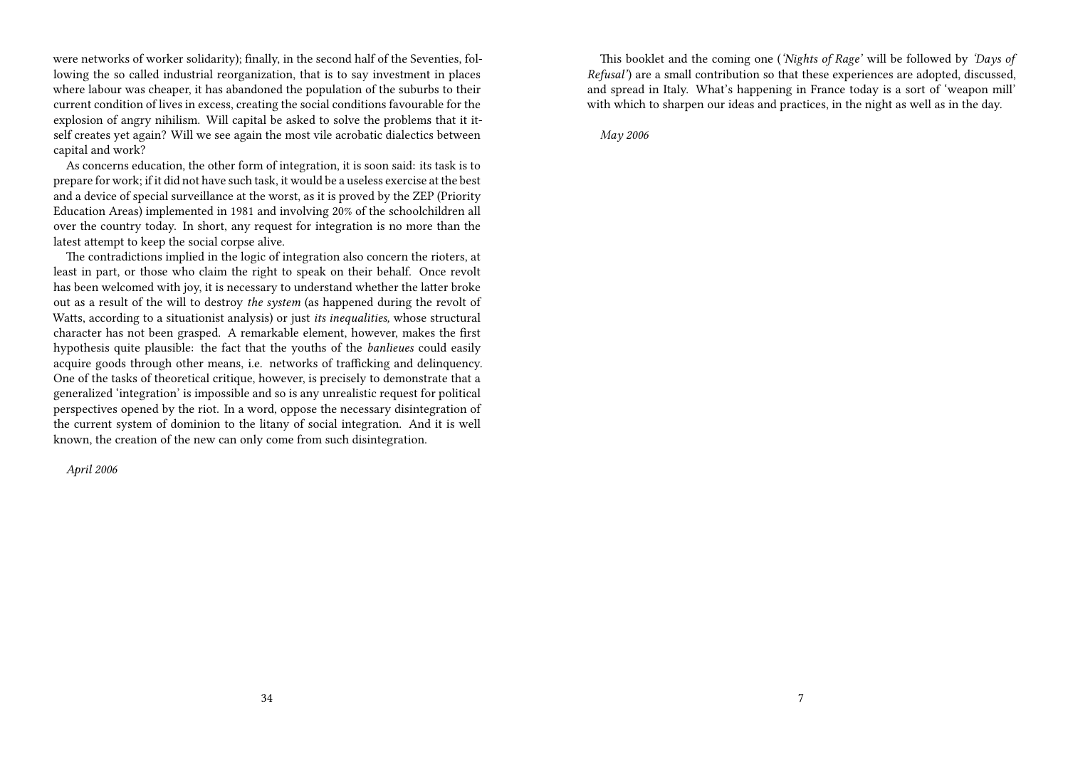were networks of worker solidarity); finally, in the second half of the Seventies, following the so called industrial reorganization, that is to say investment in places where labour was cheaper, it has abandoned the population of the suburbs to their current condition of lives in excess, creating the social conditions favourable for the explosion of angry nihilism. Will capital be asked to solve the problems that it itself creates yet again? Will we see again the most vile acrobatic dialectics between capital and work?

As concerns education, the other form of integration, it is soon said: its task is to prepare for work; if it did not have such task, it would be a useless exercise at the best and a device of special surveillance at the worst, as it is proved by the ZEP (Priority Education Areas) implemented in 1981 and involving 20% of the schoolchildren all over the country today. In short, any request for integration is no more than the latest attempt to keep the social corpse alive.

The contradictions implied in the logic of integration also concern the rioters, at least in part, or those who claim the right to speak on their behalf. Once revolt has been welcomed with joy, it is necessary to understand whether the latter broke out as a result of the will to destroy *the system* (as happened during the revolt of Watts, according to a situationist analysis) or just *its inequalities,* whose structural character has not been grasped. A remarkable element, however, makes the first hypothesis quite plausible: the fact that the youths of the *banlieues* could easily acquire goods through other means, i.e. networks of trafficking and delinquency. One of the tasks of theoretical critique, however, is precisely to demonstrate that a generalized 'integration' is impossible and so is any unrealistic request for political perspectives opened by the riot. In a word, oppose the necessary disintegration of the current system of dominion to the litany of social integration. And it is well known, the creation of the new can only come from such disintegration.

*April 2006*

This booklet and the coming one (*'Nights of Rage'* will be followed by *'Days of Refusal'*) are a small contribution so that these experiences are adopted, discussed, and spread in Italy. What's happening in France today is a sort of 'weapon mill' with which to sharpen our ideas and practices, in the night as well as in the day.

*May 2006*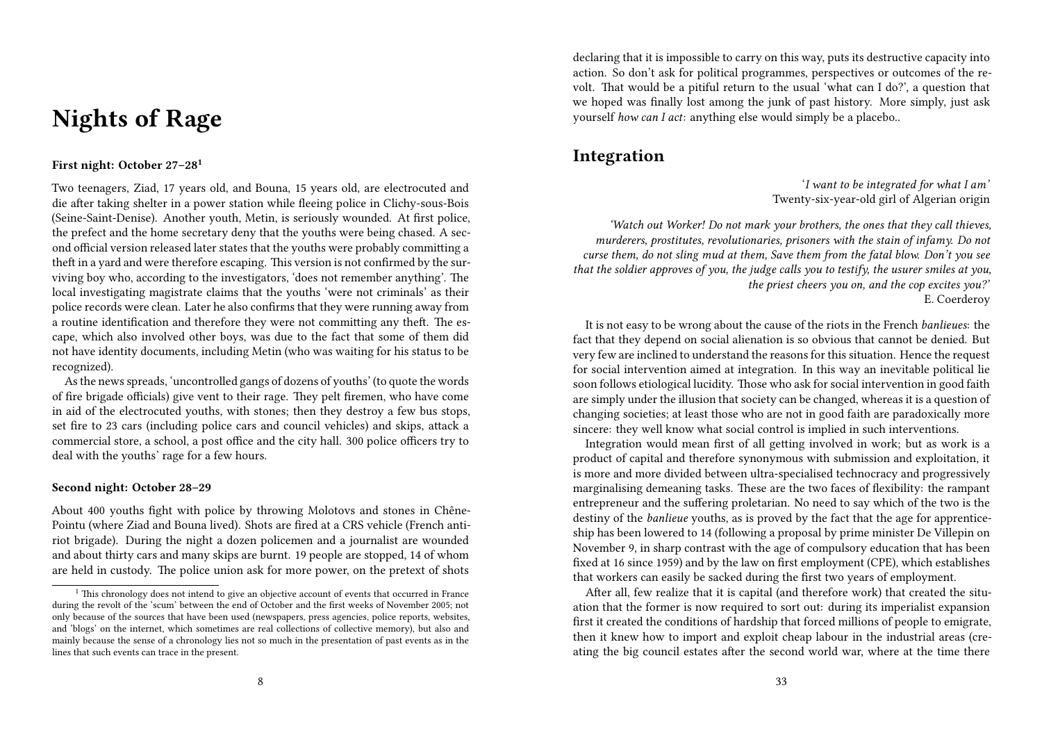# Nights of Rage

### First night: October 27–28[1]

Two teenagers, Ziad, 17 years old, and Bouna, 15 years old, are electrocuted and die after taking shelter in a power station while fleeing police in Clichy-sous-Bois (Seine-Saint-Denise). Another youth, Metin, is seriously wounded. At first police, the prefect and the home secretary deny that the youths were being chased. A second official version released later states that the youths were probably committing a theft in a yard and were therefore escaping. This version is not confirmed by the surviving boy who, according to the investigators, 'does not remember anything'. The local investigating magistrate claims that the youths 'were not criminals' as their police records were clean. Later he also confirms that they were running away from a routine identification and therefore they were not committing any theft. The escape, which also involved other boys, was due to the fact that some of them did not have identity documents, including Metin (who was waiting for his status to be recognized).

As the news spreads, 'uncontrolled gangs of dozens of youths' (to quote the words of fire brigade officials) give vent to their rage. They pelt firemen, who have come in aid of the electrocuted youths, with stones; then they destroy a few bus stops, set fire to 23 cars (including police cars and council vehicles) and skips, attack a commercial store, a school, a post office and the city hall. 300 police officers try to deal with the youths' rage for a few hours.

### Second night: October 28–29

About 400 youths fight with police by throwing Molotovs and stones in Chêne-Pointu (where Ziad and Bouna lived). Shots are fired at a CRS vehicle (French anti-riot brigade). During the night a dozen policemen and a journalist are wounded and about thirty cars and many skips are burnt. 19 people are stopped, 14 of whom are held in custody. The police union ask for more power, on the pretext of shots

[1] This chronology does not intend to give an objective account of events that occurred in France during the revolt of the 'scum' between the end of October and the first weeks of November 2005; not only because of the sources that have been used (newspapers, press agencies, police reports, websites, and 'blogs' on the internet, which sometimes are real collections of collective memory), but also and mainly because the sense of a chronology lies not so much in the presentation of past events as in the lines that such events can trace in the present.

declaring that it is impossible to carry on this way, puts its destructive capacity into action. So don't ask for political programmes, perspectives or outcomes of the revolt. That would be a pitiful return to the usual 'what can I do?', a question that we hoped was finally lost among the junk of past history. More simply, just ask yourself *how can I act*: anything else would simply be a placebo..

## Integration

'*I want to be integrated for what I am*'
Twenty-six-year-old girl of Algerian origin

*'Watch out Worker! Do not mark your brothers, the ones that they call thieves, murderers, prostitutes, revolutionaries, prisoners with the stain of infamy. Do not curse them, do not sling mud at them, Save them from the fatal blow. Don't you see that the soldier approves of you, the judge calls you to testify, the usurer smiles at you, the priest cheers you on, and the cop excites you?'*
E. Coerderoy

It is not easy to be wrong about the cause of the riots in the French *banlieues*: the fact that they depend on social alienation is so obvious that cannot be denied. But very few are inclined to understand the reasons for this situation. Hence the request for social intervention aimed at integration. In this way an inevitable political lie soon follows etiological lucidity. Those who ask for social intervention in good faith are simply under the illusion that society can be changed, whereas it is a question of changing societies; at least those who are not in good faith are paradoxically more sincere: they well know what social control is implied in such interventions.

Integration would mean first of all getting involved in work; but as work is a product of capital and therefore synonymous with submission and exploitation, it is more and more divided between ultra-specialised technocracy and progressively marginalising demeaning tasks. These are the two faces of flexibility: the rampant entrepreneur and the suffering proletarian. No need to say which of the two is the destiny of the *banlieue* youths, as is proved by the fact that the age for apprenticeship has been lowered to 14 (following a proposal by prime minister De Villepin on November 9, in sharp contrast with the age of compulsory education that has been fixed at 16 since 1959) and by the law on first employment (CPE), which establishes that workers can easily be sacked during the first two years of employment.

After all, few realize that it is capital (and therefore work) that created the situation that the former is now required to sort out: during its imperialist expansion first it created the conditions of hardship that forced millions of people to emigrate, then it knew how to import and exploit cheap labour in the industrial areas (creating the big council estates after the second world war, where at the time there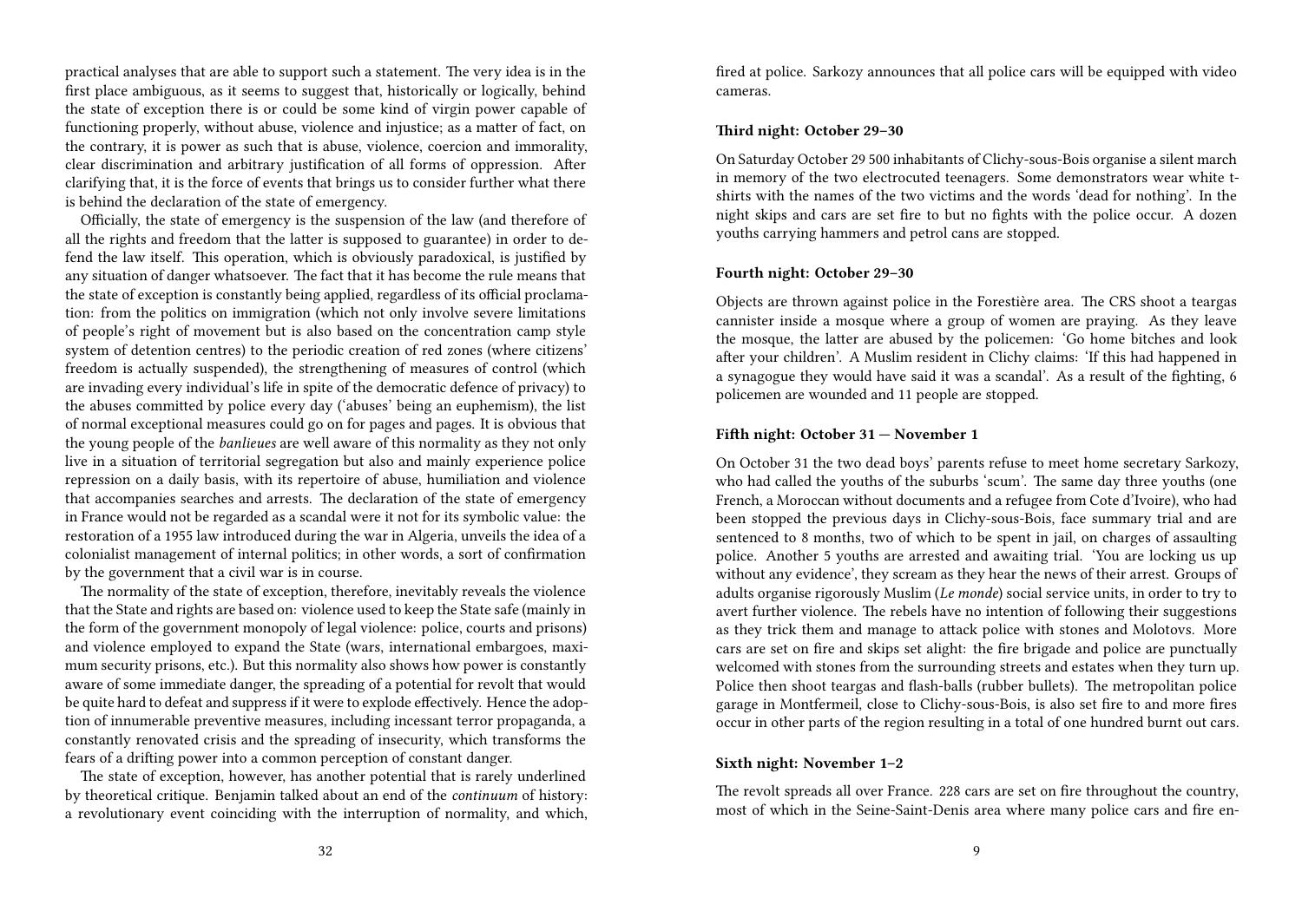practical analyses that are able to support such a statement. The very idea is in the first place ambiguous, as it seems to suggest that, historically or logically, behind the state of exception there is or could be some kind of virgin power capable of functioning properly, without abuse, violence and injustice; as a matter of fact, on the contrary, it is power as such that is abuse, violence, coercion and immorality, clear discrimination and arbitrary justification of all forms of oppression. After clarifying that, it is the force of events that brings us to consider further what there is behind the declaration of the state of emergency.

Officially, the state of emergency is the suspension of the law (and therefore of all the rights and freedom that the latter is supposed to guarantee) in order to defend the law itself. This operation, which is obviously paradoxical, is justified by any situation of danger whatsoever. The fact that it has become the rule means that the state of exception is constantly being applied, regardless of its official proclamation: from the politics on immigration (which not only involve severe limitations of people's right of movement but is also based on the concentration camp style system of detention centres) to the periodic creation of red zones (where citizens' freedom is actually suspended), the strengthening of measures of control (which are invading every individual's life in spite of the democratic defence of privacy) to the abuses committed by police every day ('abuses' being an euphemism), the list of normal exceptional measures could go on for pages and pages. It is obvious that the young people of the *banlieues* are well aware of this normality as they not only live in a situation of territorial segregation but also and mainly experience police repression on a daily basis, with its repertoire of abuse, humiliation and violence that accompanies searches and arrests. The declaration of the state of emergency in France would not be regarded as a scandal were it not for its symbolic value: the restoration of a 1955 law introduced during the war in Algeria, unveils the idea of a colonialist management of internal politics; in other words, a sort of confirmation by the government that a civil war is in course.

The normality of the state of exception, therefore, inevitably reveals the violence that the State and rights are based on: violence used to keep the State safe (mainly in the form of the government monopoly of legal violence: police, courts and prisons) and violence employed to expand the State (wars, international embargoes, maximum security prisons, etc.). But this normality also shows how power is constantly aware of some immediate danger, the spreading of a potential for revolt that would be quite hard to defeat and suppress if it were to explode effectively. Hence the adoption of innumerable preventive measures, including incessant terror propaganda, a constantly renovated crisis and the spreading of insecurity, which transforms the fears of a drifting power into a common perception of constant danger.

The state of exception, however, has another potential that is rarely underlined by theoretical critique. Benjamin talked about an end of the *continuum* of history: a revolutionary event coinciding with the interruption of normality, and which,

fired at police. Sarkozy announces that all police cars will be equipped with video cameras.

#### Third night: October 29–30

On Saturday October 29 500 inhabitants of Clichy-sous-Bois organise a silent march in memory of the two electrocuted teenagers. Some demonstrators wear white t-shirts with the names of the two victims and the words 'dead for nothing'. In the night skips and cars are set fire to but no fights with the police occur. A dozen youths carrying hammers and petrol cans are stopped.

#### Fourth night: October 29–30

Objects are thrown against police in the Forestière area. The CRS shoot a teargas cannister inside a mosque where a group of women are praying. As they leave the mosque, the latter are abused by the policemen: 'Go home bitches and look after your children'. A Muslim resident in Clichy claims: 'If this had happened in a synagogue they would have said it was a scandal'. As a result of the fighting, 6 policemen are wounded and 11 people are stopped.

#### Fifth night: October 31 — November 1

On October 31 the two dead boys' parents refuse to meet home secretary Sarkozy, who had called the youths of the suburbs 'scum'. The same day three youths (one French, a Moroccan without documents and a refugee from Cote d'Ivoire), who had been stopped the previous days in Clichy-sous-Bois, face summary trial and are sentenced to 8 months, two of which to be spent in jail, on charges of assaulting police. Another 5 youths are arrested and awaiting trial. 'You are locking us up without any evidence', they scream as they hear the news of their arrest. Groups of adults organise rigorously Muslim (*Le monde*) social service units, in order to try to avert further violence. The rebels have no intention of following their suggestions as they trick them and manage to attack police with stones and Molotovs. More cars are set on fire and skips set alight: the fire brigade and police are punctually welcomed with stones from the surrounding streets and estates when they turn up. Police then shoot teargas and flash-balls (rubber bullets). The metropolitan police garage in Montfermeil, close to Clichy-sous-Bois, is also set fire to and more fires occur in other parts of the region resulting in a total of one hundred burnt out cars.

#### Sixth night: November 1–2

The revolt spreads all over France. 228 cars are set on fire throughout the country, most of which in the Seine-Saint-Denis area where many police cars and fire en-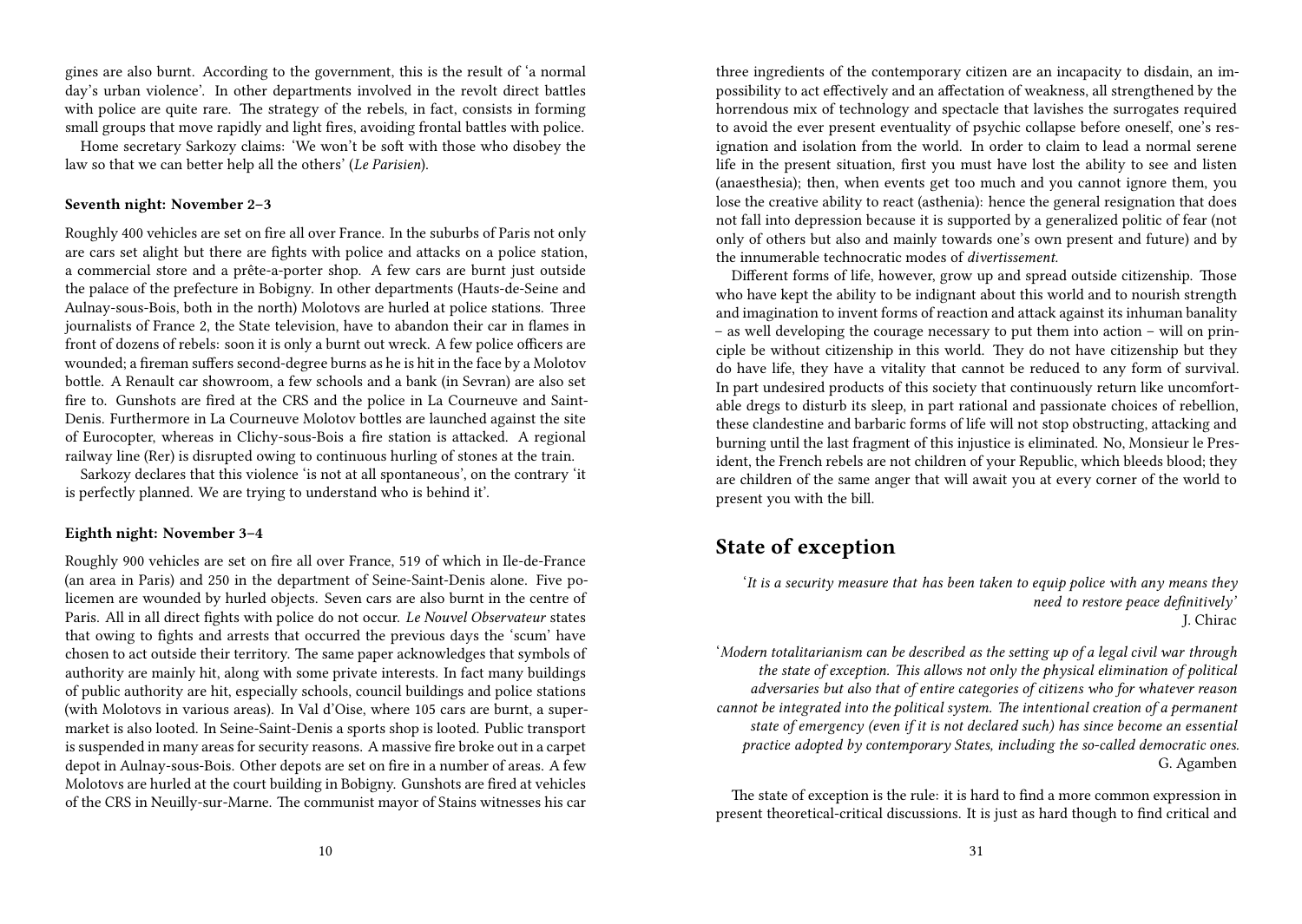gines are also burnt. According to the government, this is the result of 'a normal day's urban violence'. In other departments involved in the revolt direct battles with police are quite rare. The strategy of the rebels, in fact, consists in forming small groups that move rapidly and light fires, avoiding frontal battles with police.

Home secretary Sarkozy claims: 'We won't be soft with those who disobey the law so that we can better help all the others' (*Le Parisien*).

#### Seventh night: November 2–3

Roughly 400 vehicles are set on fire all over France. In the suburbs of Paris not only are cars set alight but there are fights with police and attacks on a police station, a commercial store and a prête-a-porter shop. A few cars are burnt just outside the palace of the prefecture in Bobigny. In other departments (Hauts-de-Seine and Aulnay-sous-Bois, both in the north) Molotovs are hurled at police stations. Three journalists of France 2, the State television, have to abandon their car in flames in front of dozens of rebels: soon it is only a burnt out wreck. A few police officers are wounded; a fireman suffers second-degree burns as he is hit in the face by a Molotov bottle. A Renault car showroom, a few schools and a bank (in Sevran) are also set fire to. Gunshots are fired at the CRS and the police in La Courneuve and Saint-Denis. Furthermore in La Courneuve Molotov bottles are launched against the site of Eurocopter, whereas in Clichy-sous-Bois a fire station is attacked. A regional railway line (Rer) is disrupted owing to continuous hurling of stones at the train.

Sarkozy declares that this violence 'is not at all spontaneous', on the contrary 'it is perfectly planned. We are trying to understand who is behind it'.

#### Eighth night: November 3–4

Roughly 900 vehicles are set on fire all over France, 519 of which in Ile-de-France (an area in Paris) and 250 in the department of Seine-Saint-Denis alone. Five policemen are wounded by hurled objects. Seven cars are also burnt in the centre of Paris. All in all direct fights with police do not occur. *Le Nouvel Observateur* states that owing to fights and arrests that occurred the previous days the 'scum' have chosen to act outside their territory. The same paper acknowledges that symbols of authority are mainly hit, along with some private interests. In fact many buildings of public authority are hit, especially schools, council buildings and police stations (with Molotovs in various areas). In Val d'Oise, where 105 cars are burnt, a supermarket is also looted. In Seine-Saint-Denis a sports shop is looted. Public transport is suspended in many areas for security reasons. A massive fire broke out in a carpet depot in Aulnay-sous-Bois. Other depots are set on fire in a number of areas. A few Molotovs are hurled at the court building in Bobigny. Gunshots are fired at vehicles of the CRS in Neuilly-sur-Marne. The communist mayor of Stains witnesses his car

three ingredients of the contemporary citizen are an incapacity to disdain, an impossibility to act effectively and an affectation of weakness, all strengthened by the horrendous mix of technology and spectacle that lavishes the surrogates required to avoid the ever present eventuality of psychic collapse before oneself, one's resignation and isolation from the world. In order to claim to lead a normal serene life in the present situation, first you must have lost the ability to see and listen (anaesthesia); then, when events get too much and you cannot ignore them, you lose the creative ability to react (asthenia): hence the general resignation that does not fall into depression because it is supported by a generalized politic of fear (not only of others but also and mainly towards one's own present and future) and by the innumerable technocratic modes of *divertissement*.

Different forms of life, however, grow up and spread outside citizenship. Those who have kept the ability to be indignant about this world and to nourish strength and imagination to invent forms of reaction and attack against its inhuman banality – as well developing the courage necessary to put them into action – will on principle be without citizenship in this world. They do not have citizenship but they do have life, they have a vitality that cannot be reduced to any form of survival. In part undesired products of this society that continuously return like uncomfortable dregs to disturb its sleep, in part rational and passionate choices of rebellion, these clandestine and barbaric forms of life will not stop obstructing, attacking and burning until the last fragment of this injustice is eliminated. No, Monsieur le President, the French rebels are not children of your Republic, which bleeds blood; they are children of the same anger that will await you at every corner of the world to present you with the bill.

## State of exception

*'It is a security measure that has been taken to equip police with any means they need to restore peace definitively'*
J. Chirac

*'Modern totalitarianism can be described as the setting up of a legal civil war through the state of exception. This allows not only the physical elimination of political adversaries but also that of entire categories of citizens who for whatever reason cannot be integrated into the political system. The intentional creation of a permanent state of emergency (even if it is not declared such) has since become an essential practice adopted by contemporary States, including the so-called democratic ones.*
G. Agamben

The state of exception is the rule: it is hard to find a more common expression in present theoretical-critical discussions. It is just as hard though to find critical and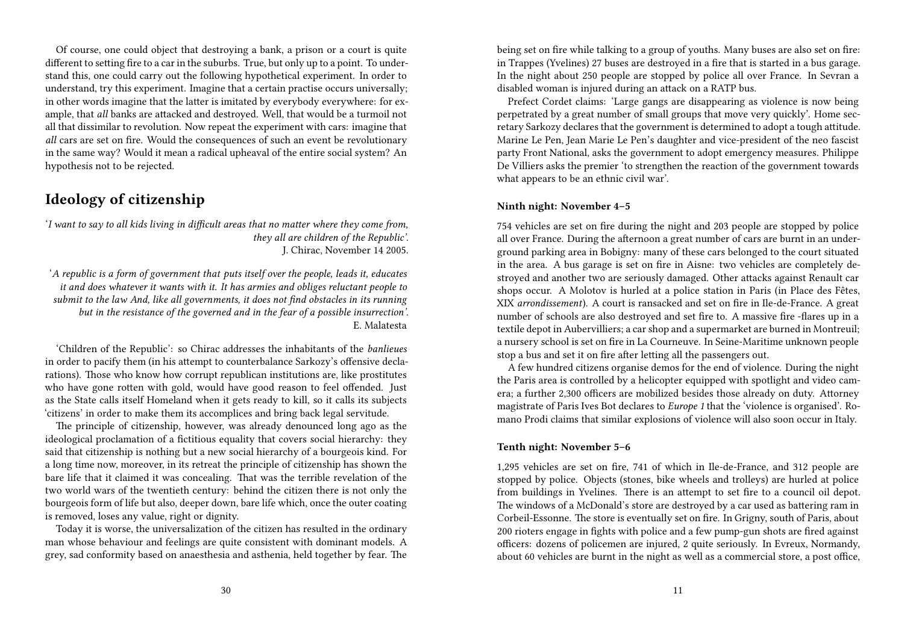Of course, one could object that destroying a bank, a prison or a court is quite different to setting fire to a car in the suburbs. True, but only up to a point. To understand this, one could carry out the following hypothetical experiment. In order to understand, try this experiment. Imagine that a certain practise occurs universally; in other words imagine that the latter is imitated by everybody everywhere: for example, that *all* banks are attacked and destroyed. Well, that would be a turmoil not all that dissimilar to revolution. Now repeat the experiment with cars: imagine that *all* cars are set on fire. Would the consequences of such an event be revolutionary in the same way? Would it mean a radical upheaval of the entire social system? An hypothesis not to be rejected.

## Ideology of citizenship

'*I want to say to all kids living in difficult areas that no matter where they come from, they all are children of the Republic'.*
J. Chirac, November 14 2005.

'*A republic is a form of government that puts itself over the people, leads it, educates it and does whatever it wants with it. It has armies and obliges reluctant people to submit to the law And, like all governments, it does not find obstacles in its running but in the resistance of the governed and in the fear of a possible insurrection'.*
E. Malatesta

'Children of the Republic': so Chirac addresses the inhabitants of the *banlieues* in order to pacify them (in his attempt to counterbalance Sarkozy's offensive declarations). Those who know how corrupt republican institutions are, like prostitutes who have gone rotten with gold, would have good reason to feel offended. Just as the State calls itself Homeland when it gets ready to kill, so it calls its subjects 'citizens' in order to make them its accomplices and bring back legal servitude.

The principle of citizenship, however, was already denounced long ago as the ideological proclamation of a fictitious equality that covers social hierarchy: they said that citizenship is nothing but a new social hierarchy of a bourgeois kind. For a long time now, moreover, in its retreat the principle of citizenship has shown the bare life that it claimed it was concealing. That was the terrible revelation of the two world wars of the twentieth century: behind the citizen there is not only the bourgeois form of life but also, deeper down, bare life which, once the outer coating is removed, loses any value, right or dignity.

Today it is worse, the universalization of the citizen has resulted in the ordinary man whose behaviour and feelings are quite consistent with dominant models. A grey, sad conformity based on anaesthesia and asthenia, held together by fear. The

being set on fire while talking to a group of youths. Many buses are also set on fire: in Trappes (Yvelines) 27 buses are destroyed in a fire that is started in a bus garage. In the night about 250 people are stopped by police all over France. In Sevran a disabled woman is injured during an attack on a RATP bus.

Prefect Cordet claims: 'Large gangs are disappearing as violence is now being perpetrated by a great number of small groups that move very quickly'. Home secretary Sarkozy declares that the government is determined to adopt a tough attitude. Marine Le Pen, Jean Marie Le Pen's daughter and vice-president of the neo fascist party Front National, asks the government to adopt emergency measures. Philippe De Villiers asks the premier 'to strengthen the reaction of the government towards what appears to be an ethnic civil war'.

#### Ninth night: November 4–5

754 vehicles are set on fire during the night and 203 people are stopped by police all over France. During the afternoon a great number of cars are burnt in an underground parking area in Bobigny: many of these cars belonged to the court situated in the area. A bus garage is set on fire in Aisne: two vehicles are completely destroyed and another two are seriously damaged. Other attacks against Renault car shops occur. A Molotov is hurled at a police station in Paris (in Place des Fêtes, XIX *arrondissement*). A court is ransacked and set on fire in Ile-de-France. A great number of schools are also destroyed and set fire to. A massive fire -flares up in a textile depot in Aubervilliers; a car shop and a supermarket are burned in Montreuil; a nursery school is set on fire in La Courneuve. In Seine-Maritime unknown people stop a bus and set it on fire after letting all the passengers out.

A few hundred citizens organise demos for the end of violence. During the night the Paris area is controlled by a helicopter equipped with spotlight and video camera; a further 2,300 officers are mobilized besides those already on duty. Attorney magistrate of Paris Ives Bot declares to *Europe 1* that the 'violence is organised'. Romano Prodi claims that similar explosions of violence will also soon occur in Italy.

#### Tenth night: November 5–6

1,295 vehicles are set on fire, 741 of which in Ile-de-France, and 312 people are stopped by police. Objects (stones, bike wheels and trolleys) are hurled at police from buildings in Yvelines. There is an attempt to set fire to a council oil depot. The windows of a McDonald's store are destroyed by a car used as battering ram in Corbeil-Essonne. The store is eventually set on fire. In Grigny, south of Paris, about 200 rioters engage in fights with police and a few pump-gun shots are fired against officers: dozens of policemen are injured, 2 quite seriously. In Evreux, Normandy, about 60 vehicles are burnt in the night as well as a commercial store, a post office,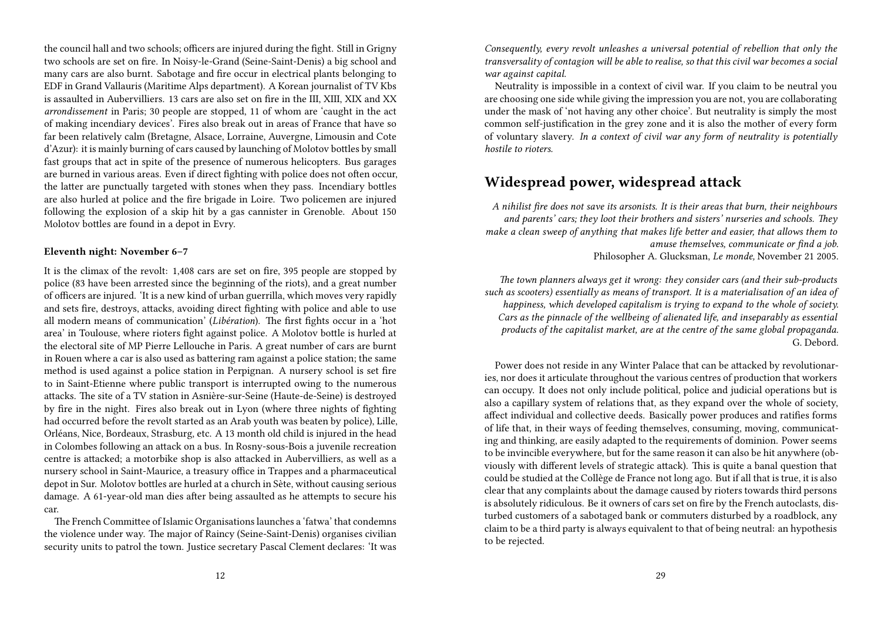the council hall and two schools; officers are injured during the fight. Still in Grigny two schools are set on fire. In Noisy-le-Grand (Seine-Saint-Denis) a big school and many cars are also burnt. Sabotage and fire occur in electrical plants belonging to EDF in Grand Vallauris (Maritime Alps department). A Korean journalist of TV Kbs is assaulted in Aubervilliers. 13 cars are also set on fire in the III, XIII, XIX and XX *arrondissement* in Paris; 30 people are stopped, 11 of whom are 'caught in the act of making incendiary devices'. Fires also break out in areas of France that have so far been relatively calm (Bretagne, Alsace, Lorraine, Auvergne, Limousin and Cote d'Azur): it is mainly burning of cars caused by launching of Molotov bottles by small fast groups that act in spite of the presence of numerous helicopters. Bus garages are burned in various areas. Even if direct fighting with police does not often occur, the latter are punctually targeted with stones when they pass. Incendiary bottles are also hurled at police and the fire brigade in Loire. Two policemen are injured following the explosion of a skip hit by a gas cannister in Grenoble. About 150 Molotov bottles are found in a depot in Evry.

#### Eleventh night: November 6–7

It is the climax of the revolt: 1,408 cars are set on fire, 395 people are stopped by police (83 have been arrested since the beginning of the riots), and a great number of officers are injured. 'It is a new kind of urban guerrilla, which moves very rapidly and sets fire, destroys, attacks, avoiding direct fighting with police and able to use all modern means of communication' (*Libération*). The first fights occur in a 'hot area' in Toulouse, where rioters fight against police. A Molotov bottle is hurled at the electoral site of MP Pierre Lellouche in Paris. A great number of cars are burnt in Rouen where a car is also used as battering ram against a police station; the same method is used against a police station in Perpignan. A nursery school is set fire to in Saint-Etienne where public transport is interrupted owing to the numerous attacks. The site of a TV station in Asnière-sur-Seine (Haute-de-Seine) is destroyed by fire in the night. Fires also break out in Lyon (where three nights of fighting had occurred before the revolt started as an Arab youth was beaten by police), Lille, Orléans, Nice, Bordeaux, Strasburg, etc. A 13 month old child is injured in the head in Colombes following an attack on a bus. In Rosny-sous-Bois a juvenile recreation centre is attacked; a motorbike shop is also attacked in Aubervilliers, as well as a nursery school in Saint-Maurice, a treasury office in Trappes and a pharmaceutical depot in Sur. Molotov bottles are hurled at a church in Sète, without causing serious damage. A 61-year-old man dies after being assaulted as he attempts to secure his car.

The French Committee of Islamic Organisations launches a 'fatwa' that condemns the violence under way. The major of Raincy (Seine-Saint-Denis) organises civilian security units to patrol the town. Justice secretary Pascal Clement declares: 'It was

*Consequently, every revolt unleashes a universal potential of rebellion that only the transversality of contagion will be able to realise, so that this civil war becomes a social war against capital.*

Neutrality is impossible in a context of civil war. If you claim to be neutral you are choosing one side while giving the impression you are not, you are collaborating under the mask of 'not having any other choice'. But neutrality is simply the most common self-justification in the grey zone and it is also the mother of every form of voluntary slavery. *In a context of civil war any form of neutrality is potentially hostile to rioters.*

## Widespread power, widespread attack

*A nihilist fire does not save its arsonists. It is their areas that burn, their neighbours and parents' cars; they loot their brothers and sisters' nurseries and schools. They make a clean sweep of anything that makes life better and easier, that allows them to amuse themselves, communicate or find a job.*
Philosopher A. Glucksman, *Le monde,* November 21 2005.

*The town planners always get it wrong: they consider cars (and their sub-products such as scooters) essentially as means of transport. It is a materialisation of an idea of happiness, which developed capitalism is trying to expand to the whole of society. Cars as the pinnacle of the wellbeing of alienated life, and inseparably as essential products of the capitalist market, are at the centre of the same global propaganda.*
G. Debord.

Power does not reside in any Winter Palace that can be attacked by revolutionaries, nor does it articulate throughout the various centres of production that workers can occupy. It does not only include political, police and judicial operations but is also a capillary system of relations that, as they expand over the whole of society, affect individual and collective deeds. Basically power produces and ratifies forms of life that, in their ways of feeding themselves, consuming, moving, communicating and thinking, are easily adapted to the requirements of dominion. Power seems to be invincible everywhere, but for the same reason it can also be hit anywhere (obviously with different levels of strategic attack). This is quite a banal question that could be studied at the Collège de France not long ago. But if all that is true, it is also clear that any complaints about the damage caused by rioters towards third persons is absolutely ridiculous. Be it owners of cars set on fire by the French autoclasts, disturbed customers of a sabotaged bank or commuters disturbed by a roadblock, any claim to be a third party is always equivalent to that of being neutral: an hypothesis to be rejected.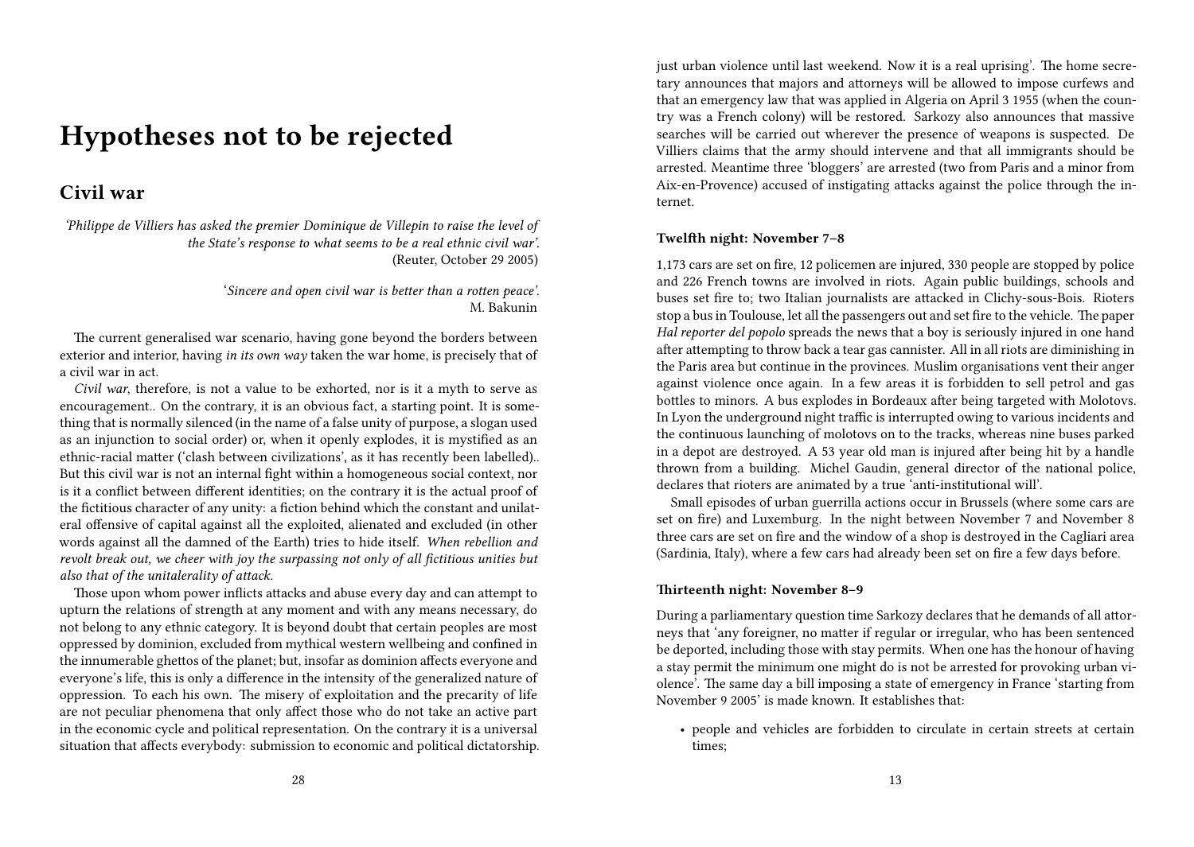# Hypotheses not to be rejected

## Civil war

*'Philippe de Villiers has asked the premier Dominique de Villepin to raise the level of the State's response to what seems to be a real ethnic civil war'.*
(Reuter, October 29 2005)

'*Sincere and open civil war is better than a rotten peace'.*
M. Bakunin

The current generalised war scenario, having gone beyond the borders between exterior and interior, having *in its own way* taken the war home, is precisely that of a civil war in act.

*Civil war*, therefore, is not a value to be exhorted, nor is it a myth to serve as encouragement.. On the contrary, it is an obvious fact, a starting point. It is something that is normally silenced (in the name of a false unity of purpose, a slogan used as an injunction to social order) or, when it openly explodes, it is mystified as an ethnic-racial matter ('clash between civilizations', as it has recently been labelled).. But this civil war is not an internal fight within a homogeneous social context, nor is it a conflict between different identities; on the contrary it is the actual proof of the fictitious character of any unity: a fiction behind which the constant and unilateral offensive of capital against all the exploited, alienated and excluded (in other words against all the damned of the Earth) tries to hide itself. *When rebellion and revolt break out, we cheer with joy the surpassing not only of all fictitious unities but also that of the unitalerality of attack.*

Those upon whom power inflicts attacks and abuse every day and can attempt to upturn the relations of strength at any moment and with any means necessary, do not belong to any ethnic category. It is beyond doubt that certain peoples are most oppressed by dominion, excluded from mythical western wellbeing and confined in the innumerable ghettos of the planet; but, insofar as dominion affects everyone and everyone's life, this is only a difference in the intensity of the generalized nature of oppression. To each his own. The misery of exploitation and the precarity of life are not peculiar phenomena that only affect those who do not take an active part in the economic cycle and political representation. On the contrary it is a universal situation that affects everybody: submission to economic and political dictatorship.

just urban violence until last weekend. Now it is a real uprising'. The home secretary announces that majors and attorneys will be allowed to impose curfews and that an emergency law that was applied in Algeria on April 3 1955 (when the country was a French colony) will be restored. Sarkozy also announces that massive searches will be carried out wherever the presence of weapons is suspected. De Villiers claims that the army should intervene and that all immigrants should be arrested. Meantime three 'bloggers' are arrested (two from Paris and a minor from Aix-en-Provence) accused of instigating attacks against the police through the internet.

#### Twelfth night: November 7–8

1,173 cars are set on fire, 12 policemen are injured, 330 people are stopped by police and 226 French towns are involved in riots. Again public buildings, schools and buses set fire to; two Italian journalists are attacked in Clichy-sous-Bois. Rioters stop a bus in Toulouse, let all the passengers out and set fire to the vehicle. The paper *Hal reporter del popolo* spreads the news that a boy is seriously injured in one hand after attempting to throw back a tear gas cannister. All in all riots are diminishing in the Paris area but continue in the provinces. Muslim organisations vent their anger against violence once again. In a few areas it is forbidden to sell petrol and gas bottles to minors. A bus explodes in Bordeaux after being targeted with Molotovs. In Lyon the underground night traffic is interrupted owing to various incidents and the continuous launching of molotovs on to the tracks, whereas nine buses parked in a depot are destroyed. A 53 year old man is injured after being hit by a handle thrown from a building. Michel Gaudin, general director of the national police, declares that rioters are animated by a true 'anti-institutional will'.

Small episodes of urban guerrilla actions occur in Brussels (where some cars are set on fire) and Luxemburg. In the night between November 7 and November 8 three cars are set on fire and the window of a shop is destroyed in the Cagliari area (Sardinia, Italy), where a few cars had already been set on fire a few days before.

#### Thirteenth night: November 8–9

During a parliamentary question time Sarkozy declares that he demands of all attorneys that 'any foreigner, no matter if regular or irregular, who has been sentenced be deported, including those with stay permits. When one has the honour of having a stay permit the minimum one might do is not be arrested for provoking urban violence'. The same day a bill imposing a state of emergency in France 'starting from November 9 2005' is made known. It establishes that:

- people and vehicles are forbidden to circulate in certain streets at certain times;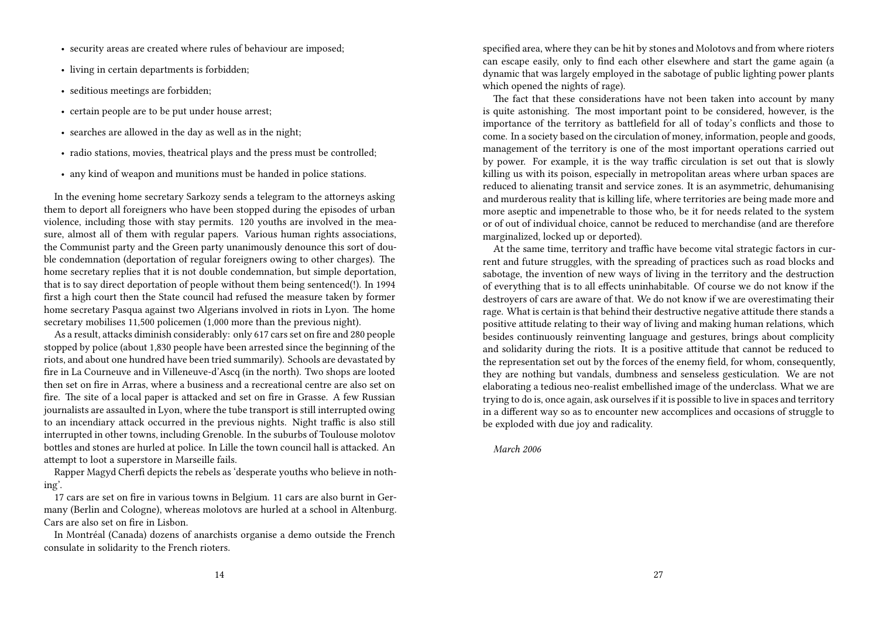- security areas are created where rules of behaviour are imposed;
- living in certain departments is forbidden;
- seditious meetings are forbidden;
- certain people are to be put under house arrest;
- searches are allowed in the day as well as in the night;
- radio stations, movies, theatrical plays and the press must be controlled;
- any kind of weapon and munitions must be handed in police stations.

In the evening home secretary Sarkozy sends a telegram to the attorneys asking them to deport all foreigners who have been stopped during the episodes of urban violence, including those with stay permits. 120 youths are involved in the measure, almost all of them with regular papers. Various human rights associations, the Communist party and the Green party unanimously denounce this sort of double condemnation (deportation of regular foreigners owing to other charges). The home secretary replies that it is not double condemnation, but simple deportation, that is to say direct deportation of people without them being sentenced(!). In 1994 first a high court then the State council had refused the measure taken by former home secretary Pasqua against two Algerians involved in riots in Lyon. The home secretary mobilises 11,500 policemen (1,000 more than the previous night).

As a result, attacks diminish considerably: only 617 cars set on fire and 280 people stopped by police (about 1,830 people have been arrested since the beginning of the riots, and about one hundred have been tried summarily). Schools are devastated by fire in La Courneuve and in Villeneuve-d'Ascq (in the north). Two shops are looted then set on fire in Arras, where a business and a recreational centre are also set on fire. The site of a local paper is attacked and set on fire in Grasse. A few Russian journalists are assaulted in Lyon, where the tube transport is still interrupted owing to an incendiary attack occurred in the previous nights. Night traffic is also still interrupted in other towns, including Grenoble. In the suburbs of Toulouse molotov bottles and stones are hurled at police. In Lille the town council hall is attacked. An attempt to loot a superstore in Marseille fails.

Rapper Magyd Cherfi depicts the rebels as 'desperate youths who believe in nothing'.

17 cars are set on fire in various towns in Belgium. 11 cars are also burnt in Germany (Berlin and Cologne), whereas molotovs are hurled at a school in Altenburg. Cars are also set on fire in Lisbon.

In Montréal (Canada) dozens of anarchists organise a demo outside the French consulate in solidarity to the French rioters.

specified area, where they can be hit by stones and Molotovs and from where rioters can escape easily, only to find each other elsewhere and start the game again (a dynamic that was largely employed in the sabotage of public lighting power plants which opened the nights of rage).

The fact that these considerations have not been taken into account by many is quite astonishing. The most important point to be considered, however, is the importance of the territory as battlefield for all of today's conflicts and those to come. In a society based on the circulation of money, information, people and goods, management of the territory is one of the most important operations carried out by power. For example, it is the way traffic circulation is set out that is slowly killing us with its poison, especially in metropolitan areas where urban spaces are reduced to alienating transit and service zones. It is an asymmetric, dehumanising and murderous reality that is killing life, where territories are being made more and more aseptic and impenetrable to those who, be it for needs related to the system or of out of individual choice, cannot be reduced to merchandise (and are therefore marginalized, locked up or deported).

At the same time, territory and traffic have become vital strategic factors in current and future struggles, with the spreading of practices such as road blocks and sabotage, the invention of new ways of living in the territory and the destruction of everything that is to all effects uninhabitable. Of course we do not know if the destroyers of cars are aware of that. We do not know if we are overestimating their rage. What is certain is that behind their destructive negative attitude there stands a positive attitude relating to their way of living and making human relations, which besides continuously reinventing language and gestures, brings about complicity and solidarity during the riots. It is a positive attitude that cannot be reduced to the representation set out by the forces of the enemy field, for whom, consequently, they are nothing but vandals, dumbness and senseless gesticulation. We are not elaborating a tedious neo-realist embellished image of the underclass. What we are trying to do is, once again, ask ourselves if it is possible to live in spaces and territory in a different way so as to encounter new accomplices and occasions of struggle to be exploded with due joy and radicality.

*March 2006*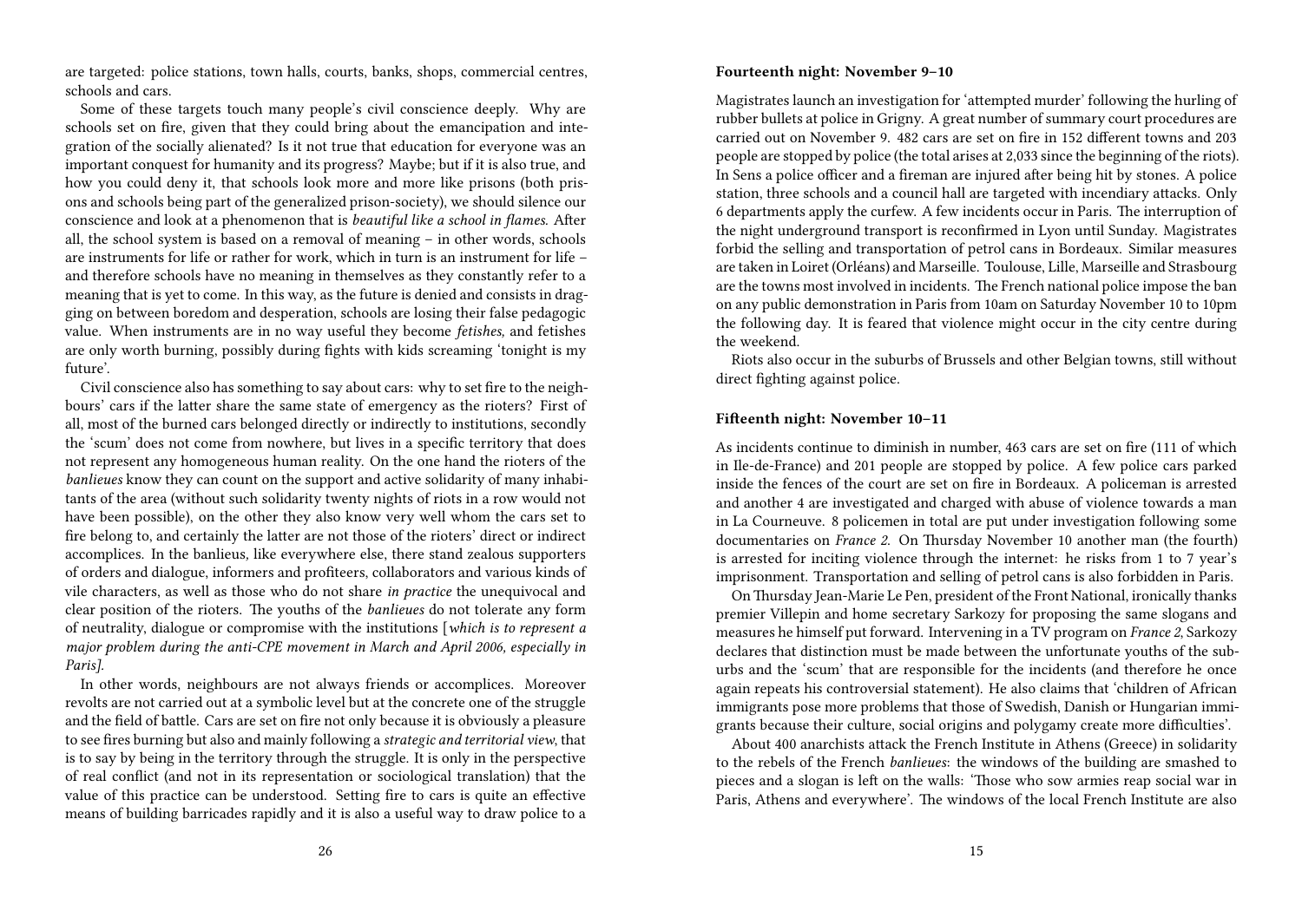are targeted: police stations, town halls, courts, banks, shops, commercial centres, schools and cars.

Some of these targets touch many people's civil conscience deeply. Why are schools set on fire, given that they could bring about the emancipation and integration of the socially alienated? Is it not true that education for everyone was an important conquest for humanity and its progress? Maybe; but if it is also true, and how you could deny it, that schools look more and more like prisons (both prisons and schools being part of the generalized prison-society), we should silence our conscience and look at a phenomenon that is *beautiful like a school in flames.* After all, the school system is based on a removal of meaning – in other words, schools are instruments for life or rather for work, which in turn is an instrument for life – and therefore schools have no meaning in themselves as they constantly refer to a meaning that is yet to come. In this way, as the future is denied and consists in dragging on between boredom and desperation, schools are losing their false pedagogic value. When instruments are in no way useful they become *fetishes,* and fetishes are only worth burning, possibly during fights with kids screaming 'tonight is my future'.

Civil conscience also has something to say about cars: why to set fire to the neighbours' cars if the latter share the same state of emergency as the rioters? First of all, most of the burned cars belonged directly or indirectly to institutions, secondly the 'scum' does not come from nowhere, but lives in a specific territory that does not represent any homogeneous human reality. On the one hand the rioters of the *banlieues* know they can count on the support and active solidarity of many inhabitants of the area (without such solidarity twenty nights of riots in a row would not have been possible), on the other they also know very well whom the cars set to fire belong to, and certainly the latter are not those of the rioters' direct or indirect accomplices. In the banlieus, like everywhere else, there stand zealous supporters of orders and dialogue, informers and profiteers, collaborators and various kinds of vile characters, as well as those who do not share *in practice* the unequivocal and clear position of the rioters. The youths of the *banlieues* do not tolerate any form of neutrality, dialogue or compromise with the institutions [*which is to represent a major problem during the anti-CPE movement in March and April 2006, especially in Paris].*

In other words, neighbours are not always friends or accomplices. Moreover revolts are not carried out at a symbolic level but at the concrete one of the struggle and the field of battle. Cars are set on fire not only because it is obviously a pleasure to see fires burning but also and mainly following a *strategic and territorial view*, that is to say by being in the territory through the struggle. It is only in the perspective of real conflict (and not in its representation or sociological translation) that the value of this practice can be understood. Setting fire to cars is quite an effective means of building barricades rapidly and it is also a useful way to draw police to a

#### Fourteenth night: November 9–10

Magistrates launch an investigation for 'attempted murder' following the hurling of rubber bullets at police in Grigny. A great number of summary court procedures are carried out on November 9. 482 cars are set on fire in 152 different towns and 203 people are stopped by police (the total arises at 2,033 since the beginning of the riots). In Sens a police officer and a fireman are injured after being hit by stones. A police station, three schools and a council hall are targeted with incendiary attacks. Only 6 departments apply the curfew. A few incidents occur in Paris. The interruption of the night underground transport is reconfirmed in Lyon until Sunday. Magistrates forbid the selling and transportation of petrol cans in Bordeaux. Similar measures are taken in Loiret (Orléans) and Marseille. Toulouse, Lille, Marseille and Strasbourg are the towns most involved in incidents. The French national police impose the ban on any public demonstration in Paris from 10am on Saturday November 10 to 10pm the following day. It is feared that violence might occur in the city centre during the weekend.

Riots also occur in the suburbs of Brussels and other Belgian towns, still without direct fighting against police.

#### Fifteenth night: November 10–11

As incidents continue to diminish in number, 463 cars are set on fire (111 of which in Ile-de-France) and 201 people are stopped by police. A few police cars parked inside the fences of the court are set on fire in Bordeaux. A policeman is arrested and another 4 are investigated and charged with abuse of violence towards a man in La Courneuve. 8 policemen in total are put under investigation following some documentaries on *France 2*. On Thursday November 10 another man (the fourth) is arrested for inciting violence through the internet: he risks from 1 to 7 year's imprisonment. Transportation and selling of petrol cans is also forbidden in Paris.

On Thursday Jean-Marie Le Pen, president of the Front National, ironically thanks premier Villepin and home secretary Sarkozy for proposing the same slogans and measures he himself put forward. Intervening in a TV program on *France 2*, Sarkozy declares that distinction must be made between the unfortunate youths of the suburbs and the 'scum' that are responsible for the incidents (and therefore he once again repeats his controversial statement). He also claims that 'children of African immigrants pose more problems that those of Swedish, Danish or Hungarian immigrants because their culture, social origins and polygamy create more difficulties'.

About 400 anarchists attack the French Institute in Athens (Greece) in solidarity to the rebels of the French *banlieues*: the windows of the building are smashed to pieces and a slogan is left on the walls: 'Those who sow armies reap social war in Paris, Athens and everywhere'. The windows of the local French Institute are also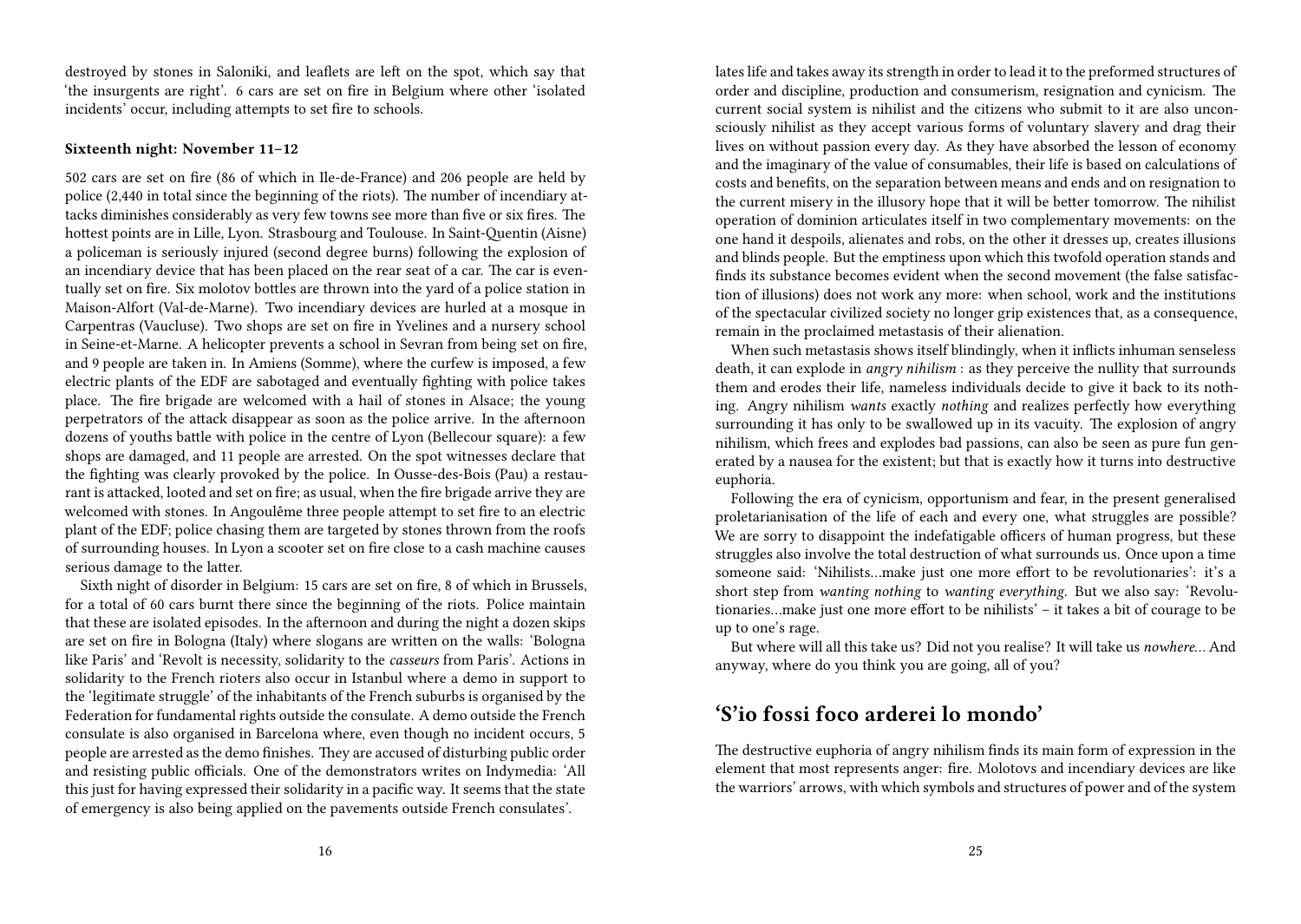destroyed by stones in Saloniki, and leaflets are left on the spot, which say that 'the insurgents are right'. 6 cars are set on fire in Belgium where other 'isolated incidents' occur, including attempts to set fire to schools.

#### Sixteenth night: November 11–12

502 cars are set on fire (86 of which in Ile-de-France) and 206 people are held by police (2,440 in total since the beginning of the riots). The number of incendiary attacks diminishes considerably as very few towns see more than five or six fires. The hottest points are in Lille, Lyon. Strasbourg and Toulouse. In Saint-Quentin (Aisne) a policeman is seriously injured (second degree burns) following the explosion of an incendiary device that has been placed on the rear seat of a car. The car is eventually set on fire. Six molotov bottles are thrown into the yard of a police station in Maison-Alfort (Val-de-Marne). Two incendiary devices are hurled at a mosque in Carpentras (Vaucluse). Two shops are set on fire in Yvelines and a nursery school in Seine-et-Marne. A helicopter prevents a school in Sevran from being set on fire, and 9 people are taken in. In Amiens (Somme), where the curfew is imposed, a few electric plants of the EDF are sabotaged and eventually fighting with police takes place. The fire brigade are welcomed with a hail of stones in Alsace; the young perpetrators of the attack disappear as soon as the police arrive. In the afternoon dozens of youths battle with police in the centre of Lyon (Bellecour square): a few shops are damaged, and 11 people are arrested. On the spot witnesses declare that the fighting was clearly provoked by the police. In Ousse-des-Bois (Pau) a restaurant is attacked, looted and set on fire; as usual, when the fire brigade arrive they are welcomed with stones. In Angoulême three people attempt to set fire to an electric plant of the EDF; police chasing them are targeted by stones thrown from the roofs of surrounding houses. In Lyon a scooter set on fire close to a cash machine causes serious damage to the latter.

Sixth night of disorder in Belgium: 15 cars are set on fire, 8 of which in Brussels, for a total of 60 cars burnt there since the beginning of the riots. Police maintain that these are isolated episodes. In the afternoon and during the night a dozen skips are set on fire in Bologna (Italy) where slogans are written on the walls: 'Bologna like Paris' and 'Revolt is necessity, solidarity to the *casseurs* from Paris'. Actions in solidarity to the French rioters also occur in Istanbul where a demo in support to the 'legitimate struggle' of the inhabitants of the French suburbs is organised by the Federation for fundamental rights outside the consulate. A demo outside the French consulate is also organised in Barcelona where, even though no incident occurs, 5 people are arrested as the demo finishes. They are accused of disturbing public order and resisting public officials. One of the demonstrators writes on Indymedia: 'All this just for having expressed their solidarity in a pacific way. It seems that the state of emergency is also being applied on the pavements outside French consulates'.

lates life and takes away its strength in order to lead it to the preformed structures of order and discipline, production and consumerism, resignation and cynicism. The current social system is nihilist and the citizens who submit to it are also unconsciously nihilist as they accept various forms of voluntary slavery and drag their lives on without passion every day. As they have absorbed the lesson of economy and the imaginary of the value of consumables, their life is based on calculations of costs and benefits, on the separation between means and ends and on resignation to the current misery in the illusory hope that it will be better tomorrow. The nihilist operation of dominion articulates itself in two complementary movements: on the one hand it despoils, alienates and robs, on the other it dresses up, creates illusions and blinds people. But the emptiness upon which this twofold operation stands and finds its substance becomes evident when the second movement (the false satisfaction of illusions) does not work any more: when school, work and the institutions of the spectacular civilized society no longer grip existences that, as a consequence, remain in the proclaimed metastasis of their alienation.

When such metastasis shows itself blindingly, when it inflicts inhuman senseless death, it can explode in *angry nihilism* : as they perceive the nullity that surrounds them and erodes their life, nameless individuals decide to give it back to its nothing. Angry nihilism *wants* exactly *nothing* and realizes perfectly how everything surrounding it has only to be swallowed up in its vacuity. The explosion of angry nihilism, which frees and explodes bad passions, can also be seen as pure fun generated by a nausea for the existent; but that is exactly how it turns into destructive euphoria.

Following the era of cynicism, opportunism and fear, in the present generalised proletarianisation of the life of each and every one, what struggles are possible? We are sorry to disappoint the indefatigable officers of human progress, but these struggles also involve the total destruction of what surrounds us. Once upon a time someone said: 'Nihilists…make just one more effort to be revolutionaries': it's a short step from *wanting nothing* to *wanting everything*. But we also say: 'Revolutionaries…make just one more effort to be nihilists' – it takes a bit of courage to be up to one's rage.

But where will all this take us? Did not you realise? It will take us *nowhere…* And anyway, where do you think you are going, all of you?

## 'S'io fossi foco arderei lo mondo'

The destructive euphoria of angry nihilism finds its main form of expression in the element that most represents anger: fire. Molotovs and incendiary devices are like the warriors' arrows, with which symbols and structures of power and of the system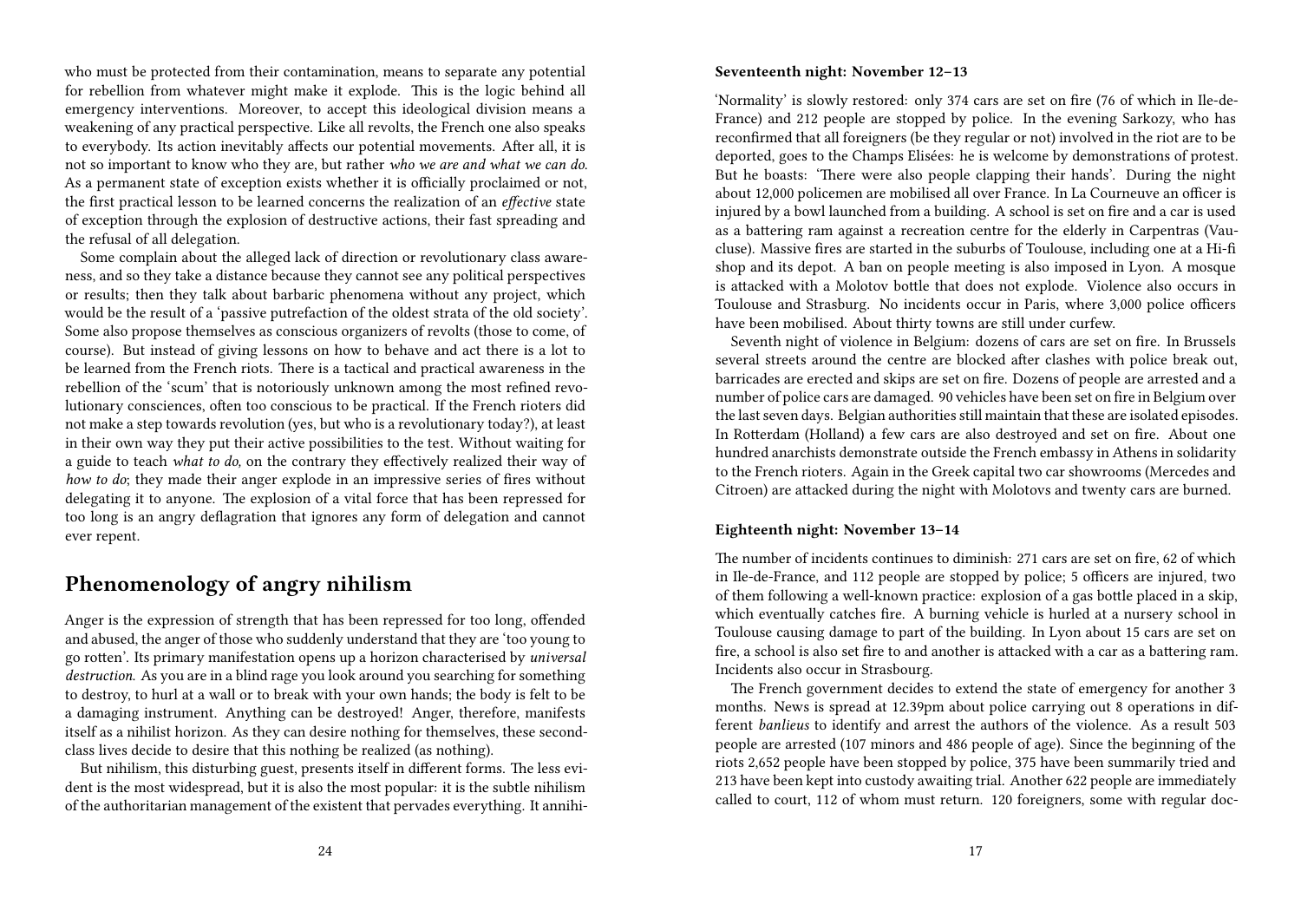who must be protected from their contamination, means to separate any potential for rebellion from whatever might make it explode. This is the logic behind all emergency interventions. Moreover, to accept this ideological division means a weakening of any practical perspective. Like all revolts, the French one also speaks to everybody. Its action inevitably affects our potential movements. After all, it is not so important to know who they are, but rather *who we are and what we can do*. As a permanent state of exception exists whether it is officially proclaimed or not, the first practical lesson to be learned concerns the realization of an *effective* state of exception through the explosion of destructive actions, their fast spreading and the refusal of all delegation.

Some complain about the alleged lack of direction or revolutionary class awareness, and so they take a distance because they cannot see any political perspectives or results; then they talk about barbaric phenomena without any project, which would be the result of a 'passive putrefaction of the oldest strata of the old society'. Some also propose themselves as conscious organizers of revolts (those to come, of course). But instead of giving lessons on how to behave and act there is a lot to be learned from the French riots. There is a tactical and practical awareness in the rebellion of the 'scum' that is notoriously unknown among the most refined revolutionary consciences, often too conscious to be practical. If the French rioters did not make a step towards revolution (yes, but who is a revolutionary today?), at least in their own way they put their active possibilities to the test. Without waiting for a guide to teach *what to do,* on the contrary they effectively realized their way of *how to do*; they made their anger explode in an impressive series of fires without delegating it to anyone. The explosion of a vital force that has been repressed for too long is an angry deflagration that ignores any form of delegation and cannot ever repent.

## Phenomenology of angry nihilism

Anger is the expression of strength that has been repressed for too long, offended and abused, the anger of those who suddenly understand that they are 'too young to go rotten'. Its primary manifestation opens up a horizon characterised by *universal destruction*. As you are in a blind rage you look around you searching for something to destroy, to hurl at a wall or to break with your own hands; the body is felt to be a damaging instrument. Anything can be destroyed! Anger, therefore, manifests itself as a nihilist horizon. As they can desire nothing for themselves, these second-class lives decide to desire that this nothing be realized (as nothing).

But nihilism, this disturbing guest, presents itself in different forms. The less evident is the most widespread, but it is also the most popular: it is the subtle nihilism of the authoritarian management of the existent that pervades everything. It annihi-

**Seventeenth night: November 12–13**

'Normality' is slowly restored: only 374 cars are set on fire (76 of which in Ile-de-France) and 212 people are stopped by police. In the evening Sarkozy, who has reconfirmed that all foreigners (be they regular or not) involved in the riot are to be deported, goes to the Champs Elisées: he is welcome by demonstrations of protest. But he boasts: 'There were also people clapping their hands'. During the night about 12,000 policemen are mobilised all over France. In La Courneuve an officer is injured by a bowl launched from a building. A school is set on fire and a car is used as a battering ram against a recreation centre for the elderly in Carpentras (Vaucluse). Massive fires are started in the suburbs of Toulouse, including one at a Hi-fi shop and its depot. A ban on people meeting is also imposed in Lyon. A mosque is attacked with a Molotov bottle that does not explode. Violence also occurs in Toulouse and Strasburg. No incidents occur in Paris, where 3,000 police officers have been mobilised. About thirty towns are still under curfew.

Seventh night of violence in Belgium: dozens of cars are set on fire. In Brussels several streets around the centre are blocked after clashes with police break out, barricades are erected and skips are set on fire. Dozens of people are arrested and a number of police cars are damaged. 90 vehicles have been set on fire in Belgium over the last seven days. Belgian authorities still maintain that these are isolated episodes. In Rotterdam (Holland) a few cars are also destroyed and set on fire. About one hundred anarchists demonstrate outside the French embassy in Athens in solidarity to the French rioters. Again in the Greek capital two car showrooms (Mercedes and Citroen) are attacked during the night with Molotovs and twenty cars are burned.

**Eighteenth night: November 13–14**

The number of incidents continues to diminish: 271 cars are set on fire, 62 of which in Ile-de-France, and 112 people are stopped by police; 5 officers are injured, two of them following a well-known practice: explosion of a gas bottle placed in a skip, which eventually catches fire. A burning vehicle is hurled at a nursery school in Toulouse causing damage to part of the building. In Lyon about 15 cars are set on fire, a school is also set fire to and another is attacked with a car as a battering ram. Incidents also occur in Strasbourg.

The French government decides to extend the state of emergency for another 3 months. News is spread at 12.39pm about police carrying out 8 operations in different *banlieus* to identify and arrest the authors of the violence. As a result 503 people are arrested (107 minors and 486 people of age). Since the beginning of the riots 2,652 people have been stopped by police, 375 have been summarily tried and 213 have been kept into custody awaiting trial. Another 622 people are immediately called to court, 112 of whom must return. 120 foreigners, some with regular doc-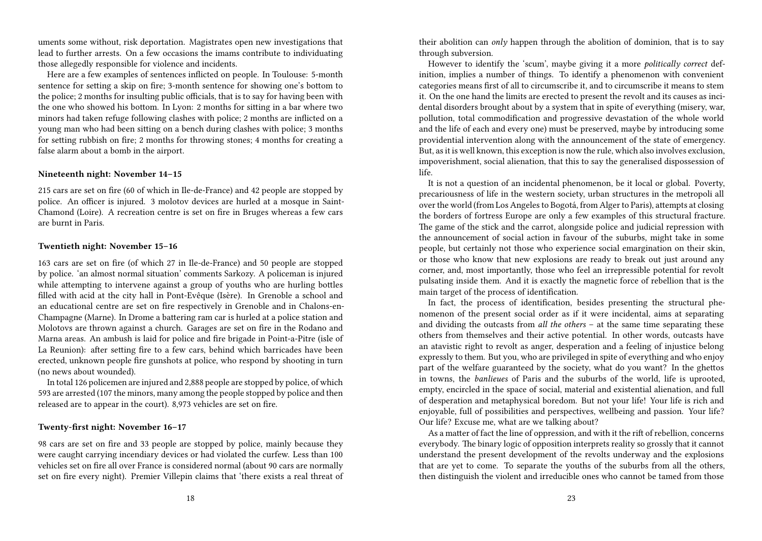uments some without, risk deportation. Magistrates open new investigations that lead to further arrests. On a few occasions the imams contribute to individuating those allegedly responsible for violence and incidents.

Here are a few examples of sentences inflicted on people. In Toulouse: 5-month sentence for setting a skip on fire; 3-month sentence for showing one's bottom to the police; 2 months for insulting public officials, that is to say for having been with the one who showed his bottom. In Lyon: 2 months for sitting in a bar where two minors had taken refuge following clashes with police; 2 months are inflicted on a young man who had been sitting on a bench during clashes with police; 3 months for setting rubbish on fire; 2 months for throwing stones; 4 months for creating a false alarm about a bomb in the airport.

#### Nineteenth night: November 14–15

215 cars are set on fire (60 of which in Ile-de-France) and 42 people are stopped by police. An officer is injured. 3 molotov devices are hurled at a mosque in Saint-Chamond (Loire). A recreation centre is set on fire in Bruges whereas a few cars are burnt in Paris.

#### Twentieth night: November 15–16

163 cars are set on fire (of which 27 in Ile-de-France) and 50 people are stopped by police. 'an almost normal situation' comments Sarkozy. A policeman is injured while attempting to intervene against a group of youths who are hurling bottles filled with acid at the city hall in Pont-Evêque (Isère). In Grenoble a school and an educational centre are set on fire respectively in Grenoble and in Chalons-en-Champagne (Marne). In Drome a battering ram car is hurled at a police station and Molotovs are thrown against a church. Garages are set on fire in the Rodano and Marna areas. An ambush is laid for police and fire brigade in Point-a-Pitre (isle of La Reunion): after setting fire to a few cars, behind which barricades have been erected, unknown people fire gunshots at police, who respond by shooting in turn (no news about wounded).

In total 126 policemen are injured and 2,888 people are stopped by police, of which 593 are arrested (107 the minors, many among the people stopped by police and then released are to appear in the court). 8,973 vehicles are set on fire.

#### Twenty-first night: November 16–17

98 cars are set on fire and 33 people are stopped by police, mainly because they were caught carrying incendiary devices or had violated the curfew. Less than 100 vehicles set on fire all over France is considered normal (about 90 cars are normally set on fire every night). Premier Villepin claims that 'there exists a real threat of

their abolition can *only* happen through the abolition of dominion, that is to say through subversion.

However to identify the 'scum', maybe giving it a more *politically correct* definition, implies a number of things. To identify a phenomenon with convenient categories means first of all to circumscribe it, and to circumscribe it means to stem it. On the one hand the limits are erected to present the revolt and its causes as incidental disorders brought about by a system that in spite of everything (misery, war, pollution, total commodification and progressive devastation of the whole world and the life of each and every one) must be preserved, maybe by introducing some providential intervention along with the announcement of the state of emergency. But, as it is well known, this exception is now the rule, which also involves exclusion, impoverishment, social alienation, that this to say the generalised dispossession of life.

It is not a question of an incidental phenomenon, be it local or global. Poverty, precariousness of life in the western society, urban structures in the metropoli all over the world (from Los Angeles to Bogotá, from Alger to Paris), attempts at closing the borders of fortress Europe are only a few examples of this structural fracture. The game of the stick and the carrot, alongside police and judicial repression with the announcement of social action in favour of the suburbs, might take in some people, but certainly not those who experience social emargination on their skin, or those who know that new explosions are ready to break out just around any corner, and, most importantly, those who feel an irrepressible potential for revolt pulsating inside them. And it is exactly the magnetic force of rebellion that is the main target of the process of identification.

In fact, the process of identification, besides presenting the structural phenomenon of the present social order as if it were incidental, aims at separating and dividing the outcasts from *all the others* – at the same time separating these others from themselves and their active potential. In other words, outcasts have an atavistic right to revolt as anger, desperation and a feeling of injustice belong expressly to them. But you, who are privileged in spite of everything and who enjoy part of the welfare guaranteed by the society, what do you want? In the ghettos in towns, the *banlieues* of Paris and the suburbs of the world, life is uprooted, empty, encircled in the space of social, material and existential alienation, and full of desperation and metaphysical boredom. But not your life! Your life is rich and enjoyable, full of possibilities and perspectives, wellbeing and passion. Your life? Our life? Excuse me, what are we talking about?

As a matter of fact the line of oppression, and with it the rift of rebellion, concerns everybody. The binary logic of opposition interprets reality so grossly that it cannot understand the present development of the revolts underway and the explosions that are yet to come. To separate the youths of the suburbs from all the others, then distinguish the violent and irreducible ones who cannot be tamed from those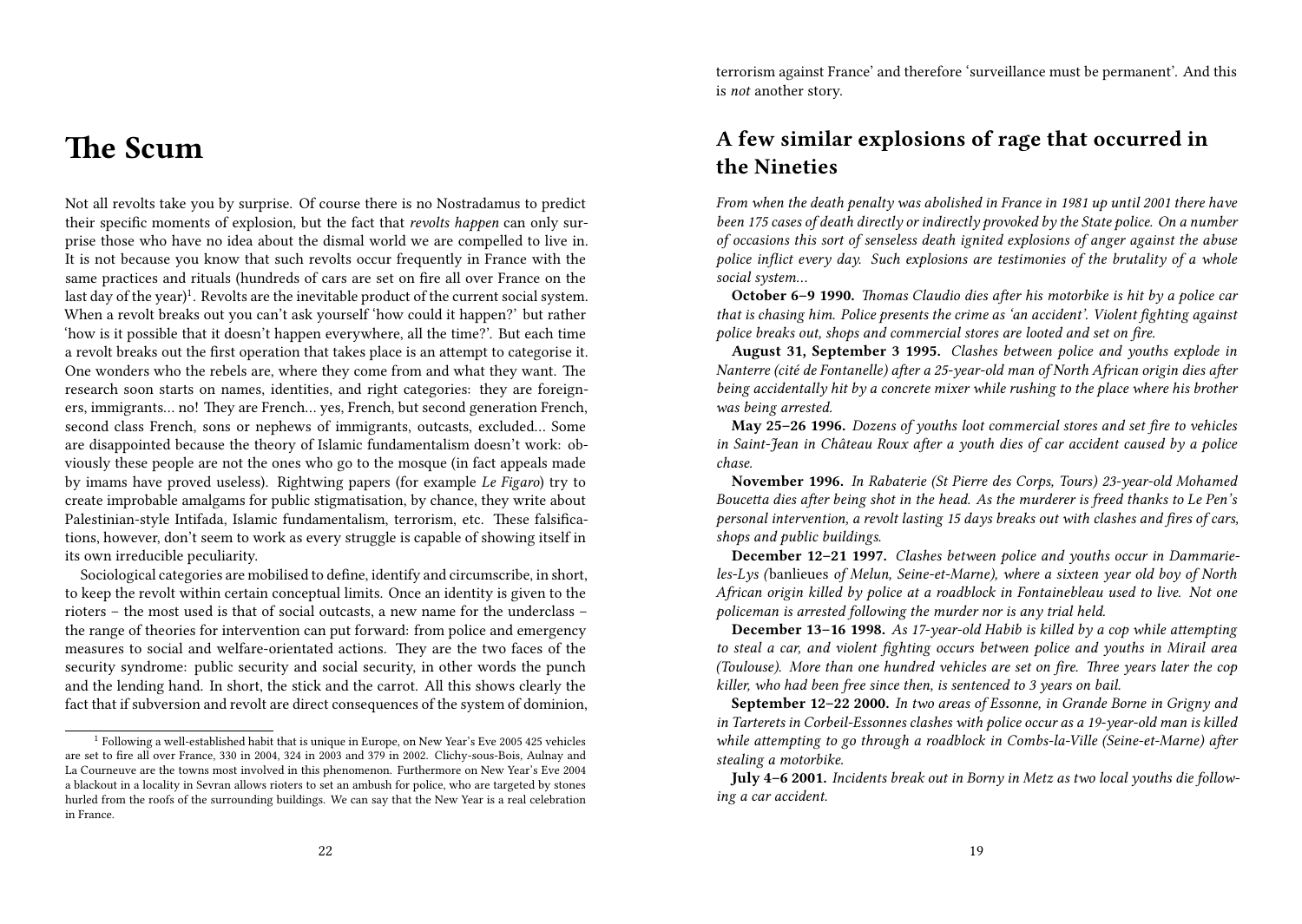# The Scum

Not all revolts take you by surprise. Of course there is no Nostradamus to predict their specific moments of explosion, but the fact that *revolts happen* can only surprise those who have no idea about the dismal world we are compelled to live in. It is not because you know that such revolts occur frequently in France with the same practices and rituals (hundreds of cars are set on fire all over France on the last day of the year)[1]. Revolts are the inevitable product of the current social system. When a revolt breaks out you can't ask yourself 'how could it happen?' but rather 'how is it possible that it doesn't happen everywhere, all the time?'. But each time a revolt breaks out the first operation that takes place is an attempt to categorise it. One wonders who the rebels are, where they come from and what they want. The research soon starts on names, identities, and right categories: they are foreigners, immigrants… no! They are French… yes, French, but second generation French, second class French, sons or nephews of immigrants, outcasts, excluded… Some are disappointed because the theory of Islamic fundamentalism doesn't work: obviously these people are not the ones who go to the mosque (in fact appeals made by imams have proved useless). Rightwing papers (for example *Le Figaro*) try to create improbable amalgams for public stigmatisation, by chance, they write about Palestinian-style Intifada, Islamic fundamentalism, terrorism, etc. These falsifications, however, don't seem to work as every struggle is capable of showing itself in its own irreducible peculiarity.

Sociological categories are mobilised to define, identify and circumscribe, in short, to keep the revolt within certain conceptual limits. Once an identity is given to the rioters – the most used is that of social outcasts, a new name for the underclass – the range of theories for intervention can put forward: from police and emergency measures to social and welfare-orientated actions. They are the two faces of the security syndrome: public security and social security, in other words the punch and the lending hand. In short, the stick and the carrot. All this shows clearly the fact that if subversion and revolt are direct consequences of the system of dominion,

[1] Following a well-established habit that is unique in Europe, on New Year's Eve 2005 425 vehicles are set to fire all over France, 330 in 2004, 324 in 2003 and 379 in 2002. Clichy-sous-Bois, Aulnay and La Courneuve are the towns most involved in this phenomenon. Furthermore on New Year's Eve 2004 a blackout in a locality in Sevran allows rioters to set an ambush for police, who are targeted by stones hurled from the roofs of the surrounding buildings. We can say that the New Year is a real celebration in France.

terrorism against France' and therefore 'surveillance must be permanent'. And this is *not* another story.

## A few similar explosions of rage that occurred in the Nineties

*From when the death penalty was abolished in France in 1981 up until 2001 there have been 175 cases of death directly or indirectly provoked by the State police. On a number of occasions this sort of senseless death ignited explosions of anger against the abuse police inflict every day. Such explosions are testimonies of the brutality of a whole social system…*

**October 6–9 1990.** *Thomas Claudio dies after his motorbike is hit by a police car that is chasing him. Police presents the crime as 'an accident'. Violent fighting against police breaks out, shops and commercial stores are looted and set on fire.*

**August 31, September 3 1995.** *Clashes between police and youths explode in Nanterre (cité de Fontanelle) after a 25-year-old man of North African origin dies after being accidentally hit by a concrete mixer while rushing to the place where his brother was being arrested.*

**May 25–26 1996.** *Dozens of youths loot commercial stores and set fire to vehicles in Saint-Jean in Château Roux after a youth dies of car accident caused by a police chase.*

**November 1996.** *In Rabaterie (St Pierre des Corps, Tours) 23-year-old Mohamed Boucetta dies after being shot in the head. As the murderer is freed thanks to Le Pen's personal intervention, a revolt lasting 15 days breaks out with clashes and fires of cars, shops and public buildings.*

**December 12–21 1997.** *Clashes between police and youths occur in Dammarie-les-Lys (*banlieues *of Melun, Seine-et-Marne), where a sixteen year old boy of North African origin killed by police at a roadblock in Fontainebleau used to live. Not one policeman is arrested following the murder nor is any trial held.*

**December 13–16 1998.** *As 17-year-old Habib is killed by a cop while attempting to steal a car, and violent fighting occurs between police and youths in Mirail area (Toulouse). More than one hundred vehicles are set on fire. Three years later the cop killer, who had been free since then, is sentenced to 3 years on bail.*

**September 12–22 2000.** *In two areas of Essonne, in Grande Borne in Grigny and in Tarterets in Corbeil-Essonnes clashes with police occur as a 19-year-old man is killed while attempting to go through a roadblock in Combs-la-Ville (Seine-et-Marne) after stealing a motorbike.*

**July 4–6 2001.** *Incidents break out in Borny in Metz as two local youths die following a car accident.*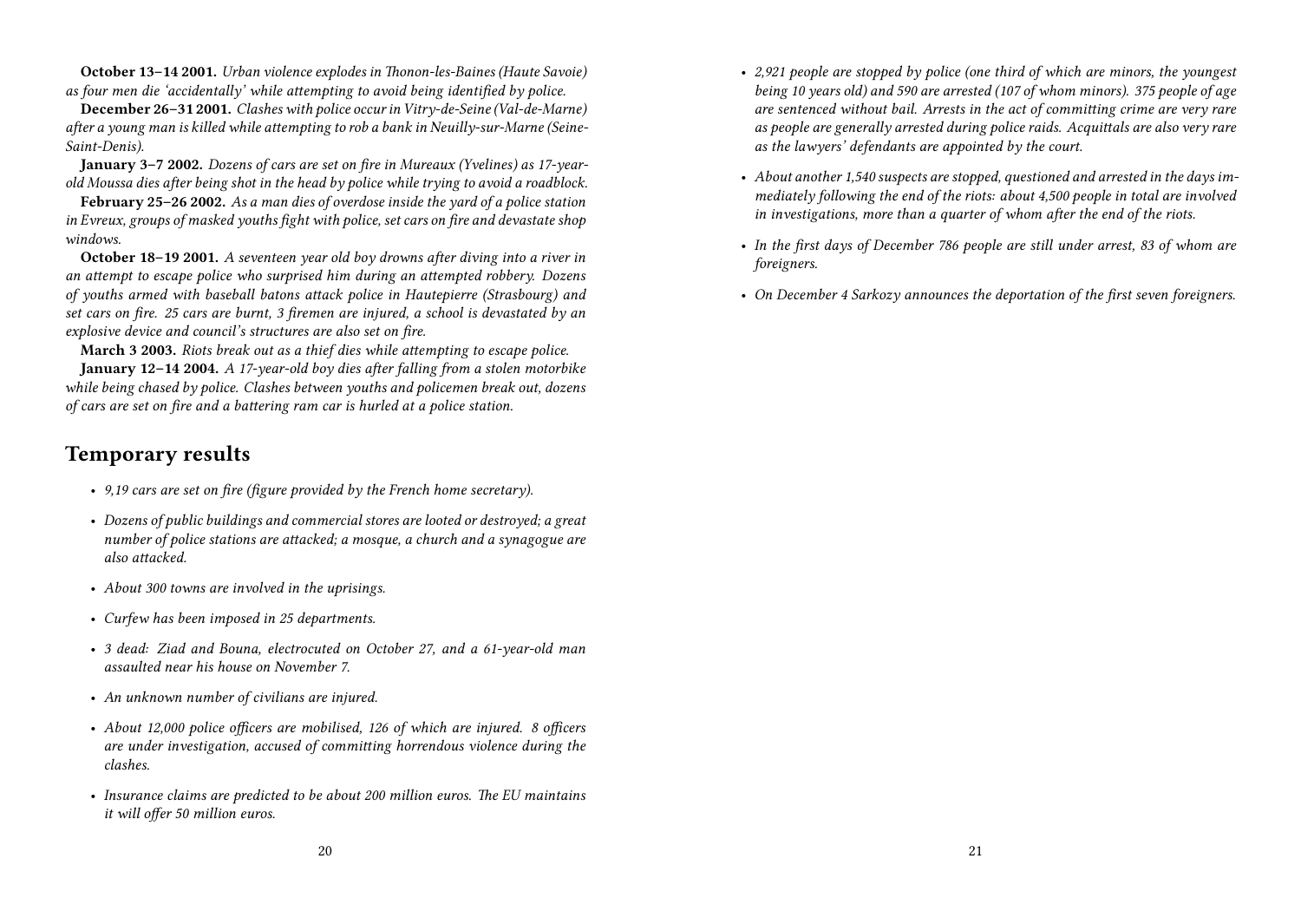**October 13–14 2001.** *Urban violence explodes in Thonon-les-Baines (Haute Savoie) as four men die 'accidentally' while attempting to avoid being identified by police.*

**December 26–31 2001.** *Clashes with police occur in Vitry-de-Seine (Val-de-Marne) after a young man is killed while attempting to rob a bank in Neuilly-sur-Marne (Seine-Saint-Denis).*

**January 3–7 2002.** *Dozens of cars are set on fire in Mureaux (Yvelines) as 17-year-old Moussa dies after being shot in the head by police while trying to avoid a roadblock.*

**February 25–26 2002.** *As a man dies of overdose inside the yard of a police station in Evreux, groups of masked youths fight with police, set cars on fire and devastate shop windows.*

**October 18–19 2001.** *A seventeen year old boy drowns after diving into a river in an attempt to escape police who surprised him during an attempted robbery. Dozens of youths armed with baseball batons attack police in Hautepierre (Strasbourg) and set cars on fire. 25 cars are burnt, 3 firemen are injured, a school is devastated by an explosive device and council's structures are also set on fire.*

**March 3 2003.** *Riots break out as a thief dies while attempting to escape police.*

**January 12–14 2004.** *A 17-year-old boy dies after falling from a stolen motorbike while being chased by police. Clashes between youths and policemen break out, dozens of cars are set on fire and a battering ram car is hurled at a police station.*

## Temporary results

- *9,19 cars are set on fire (figure provided by the French home secretary).*
- *Dozens of public buildings and commercial stores are looted or destroyed; a great number of police stations are attacked; a mosque, a church and a synagogue are also attacked.*
- *About 300 towns are involved in the uprisings.*
- *Curfew has been imposed in 25 departments.*
- *3 dead: Ziad and Bouna, electrocuted on October 27, and a 61-year-old man assaulted near his house on November 7.*
- *An unknown number of civilians are injured.*
- *About 12,000 police officers are mobilised, 126 of which are injured. 8 officers are under investigation, accused of committing horrendous violence during the clashes.*
- *Insurance claims are predicted to be about 200 million euros. The EU maintains it will offer 50 million euros.*
- *2,921 people are stopped by police (one third of which are minors, the youngest being 10 years old) and 590 are arrested (107 of whom minors). 375 people of age are sentenced without bail. Arrests in the act of committing crime are very rare as people are generally arrested during police raids. Acquittals are also very rare as the lawyers' defendants are appointed by the court.*
- *About another 1,540 suspects are stopped, questioned and arrested in the days immediately following the end of the riots: about 4,500 people in total are involved in investigations, more than a quarter of whom after the end of the riots.*
- *In the first days of December 786 people are still under arrest, 83 of whom are foreigners.*
- *On December 4 Sarkozy announces the deportation of the first seven foreigners.*